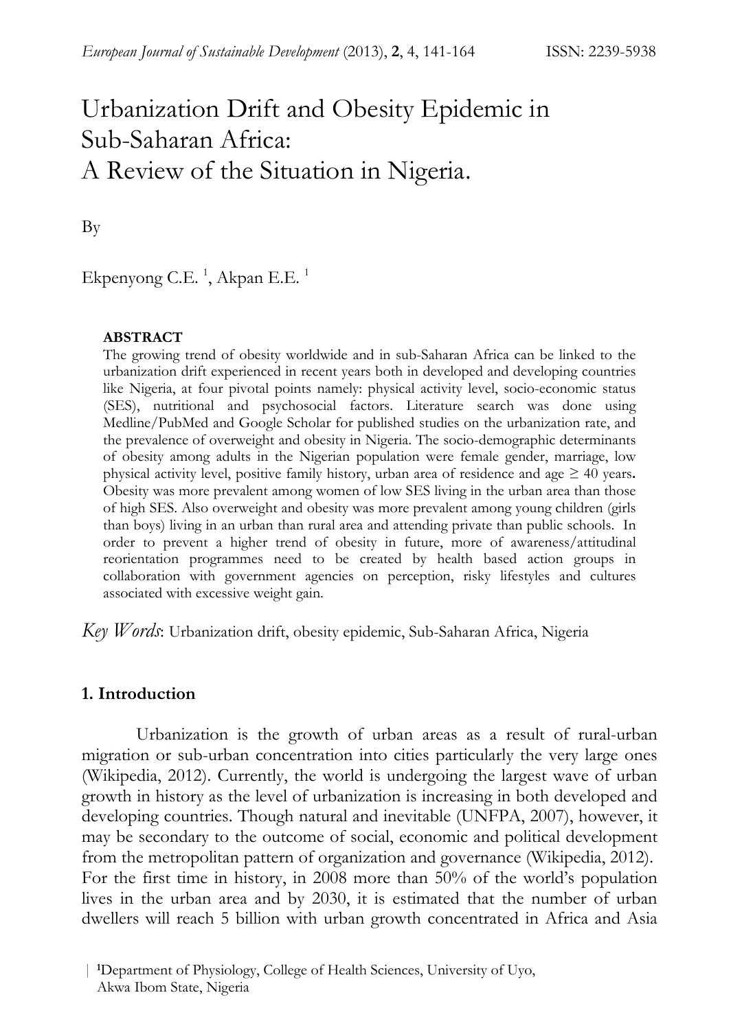# Urbanization Drift and Obesity Epidemic in Sub-Saharan Africa: A Review of the Situation in Nigeria.

By

Ekpenyong C.E. [1], Akpan E.E. [1]

**ABSTRACT**

The growing trend of obesity worldwide and in sub-Saharan Africa can be linked to the urbanization drift experienced in recent years both in developed and developing countries like Nigeria, at four pivotal points namely: physical activity level, socio-economic status (SES), nutritional and psychosocial factors. Literature search was done using Medline/PubMed and Google Scholar for published studies on the urbanization rate, and the prevalence of overweight and obesity in Nigeria. The socio-demographic determinants of obesity among adults in the Nigerian population were female gender, marriage, low physical activity level, positive family history, urban area of residence and age ≥ 40 years**.** Obesity was more prevalent among women of low SES living in the urban area than those of high SES. Also overweight and obesity was more prevalent among young children (girls than boys) living in an urban than rural area and attending private than public schools. In order to prevent a higher trend of obesity in future, more of awareness/attitudinal reorientation programmes need to be created by health based action groups in collaboration with government agencies on perception, risky lifestyles and cultures associated with excessive weight gain.

*Key Words*: Urbanization drift, obesity epidemic, Sub-Saharan Africa, Nigeria

## 1. Introduction

Urbanization is the growth of urban areas as a result of rural-urban migration or sub-urban concentration into cities particularly the very large ones (Wikipedia, 2012). Currently, the world is undergoing the largest wave of urban growth in history as the level of urbanization is increasing in both developed and developing countries. Though natural and inevitable (UNFPA, 2007), however, it may be secondary to the outcome of social, economic and political development from the metropolitan pattern of organization and governance (Wikipedia, 2012). For the first time in history, in 2008 more than 50% of the world's population lives in the urban area and by 2030, it is estimated that the number of urban dwellers will reach 5 billion with urban growth concentrated in Africa and Asia

[1]Department of Physiology, College of Health Sciences, University of Uyo, Akwa Ibom State, Nigeria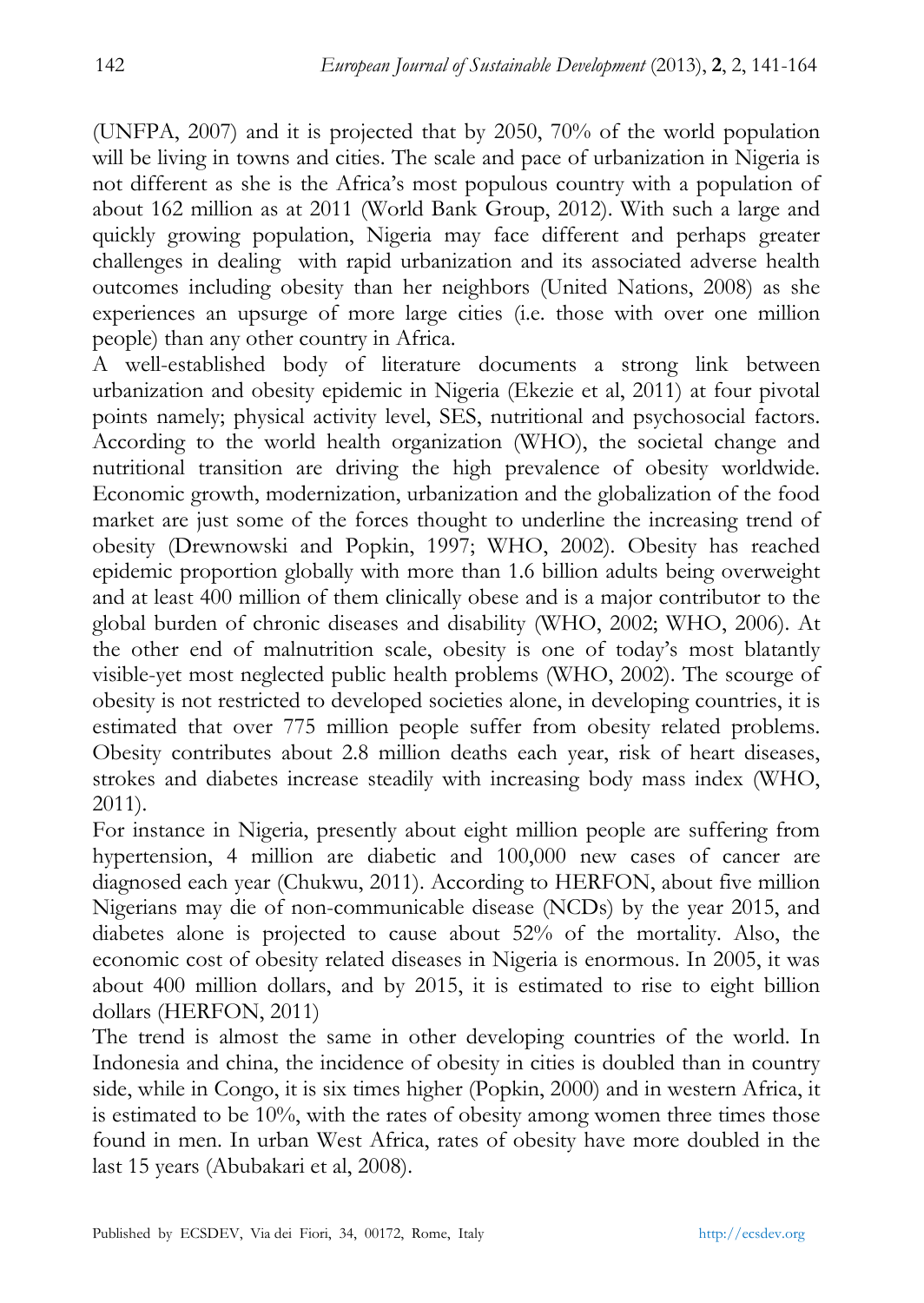(UNFPA, 2007) and it is projected that by 2050, 70% of the world population will be living in towns and cities. The scale and pace of urbanization in Nigeria is not different as she is the Africa's most populous country with a population of about 162 million as at 2011 (World Bank Group, 2012). With such a large and quickly growing population, Nigeria may face different and perhaps greater challenges in dealing with rapid urbanization and its associated adverse health outcomes including obesity than her neighbors (United Nations, 2008) as she experiences an upsurge of more large cities (i.e. those with over one million people) than any other country in Africa.

A well-established body of literature documents a strong link between urbanization and obesity epidemic in Nigeria (Ekezie et al, 2011) at four pivotal points namely; physical activity level, SES, nutritional and psychosocial factors. According to the world health organization (WHO), the societal change and nutritional transition are driving the high prevalence of obesity worldwide. Economic growth, modernization, urbanization and the globalization of the food market are just some of the forces thought to underline the increasing trend of obesity (Drewnowski and Popkin, 1997; WHO, 2002). Obesity has reached epidemic proportion globally with more than 1.6 billion adults being overweight and at least 400 million of them clinically obese and is a major contributor to the global burden of chronic diseases and disability (WHO, 2002; WHO, 2006). At the other end of malnutrition scale, obesity is one of today's most blatantly visible-yet most neglected public health problems (WHO, 2002). The scourge of obesity is not restricted to developed societies alone, in developing countries, it is estimated that over 775 million people suffer from obesity related problems. Obesity contributes about 2.8 million deaths each year, risk of heart diseases, strokes and diabetes increase steadily with increasing body mass index (WHO, 2011).

For instance in Nigeria, presently about eight million people are suffering from hypertension, 4 million are diabetic and 100,000 new cases of cancer are diagnosed each year (Chukwu, 2011). According to HERFON, about five million Nigerians may die of non-communicable disease (NCDs) by the year 2015, and diabetes alone is projected to cause about 52% of the mortality. Also, the economic cost of obesity related diseases in Nigeria is enormous. In 2005, it was about 400 million dollars, and by 2015, it is estimated to rise to eight billion dollars (HERFON, 2011)

The trend is almost the same in other developing countries of the world. In Indonesia and china, the incidence of obesity in cities is doubled than in country side, while in Congo, it is six times higher (Popkin, 2000) and in western Africa, it is estimated to be 10%, with the rates of obesity among women three times those found in men. In urban West Africa, rates of obesity have more doubled in the last 15 years (Abubakari et al, 2008).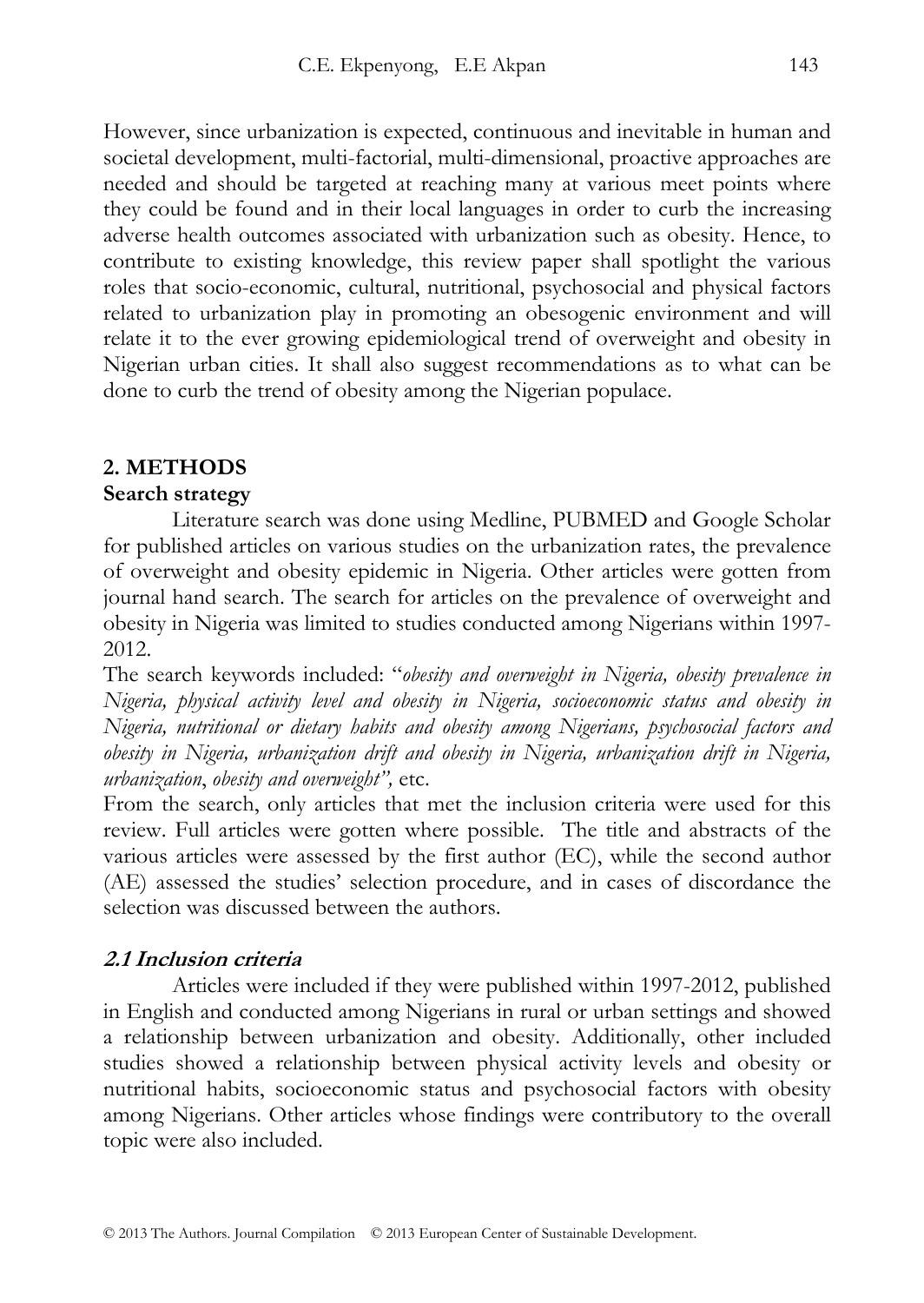However, since urbanization is expected, continuous and inevitable in human and societal development, multi-factorial, multi-dimensional, proactive approaches are needed and should be targeted at reaching many at various meet points where they could be found and in their local languages in order to curb the increasing adverse health outcomes associated with urbanization such as obesity. Hence, to contribute to existing knowledge, this review paper shall spotlight the various roles that socio-economic, cultural, nutritional, psychosocial and physical factors related to urbanization play in promoting an obesogenic environment and will relate it to the ever growing epidemiological trend of overweight and obesity in Nigerian urban cities. It shall also suggest recommendations as to what can be done to curb the trend of obesity among the Nigerian populace.

## 2. METHODS

### Search strategy

Literature search was done using Medline, PUBMED and Google Scholar for published articles on various studies on the urbanization rates, the prevalence of overweight and obesity epidemic in Nigeria. Other articles were gotten from journal hand search. The search for articles on the prevalence of overweight and obesity in Nigeria was limited to studies conducted among Nigerians within 1997-2012.

The search keywords included: "*obesity and overweight in Nigeria, obesity prevalence in Nigeria, physical activity level and obesity in Nigeria, socioeconomic status and obesity in Nigeria, nutritional or dietary habits and obesity among Nigerians, psychosocial factors and obesity in Nigeria, urbanization drift and obesity in Nigeria, urbanization drift in Nigeria, urbanization, obesity and overweight",* etc.

From the search, only articles that met the inclusion criteria were used for this review. Full articles were gotten where possible. The title and abstracts of the various articles were assessed by the first author (EC), while the second author (AE) assessed the studies' selection procedure, and in cases of discordance the selection was discussed between the authors.

### *2.1 Inclusion criteria*

Articles were included if they were published within 1997-2012, published in English and conducted among Nigerians in rural or urban settings and showed a relationship between urbanization and obesity. Additionally, other included studies showed a relationship between physical activity levels and obesity or nutritional habits, socioeconomic status and psychosocial factors with obesity among Nigerians. Other articles whose findings were contributory to the overall topic were also included.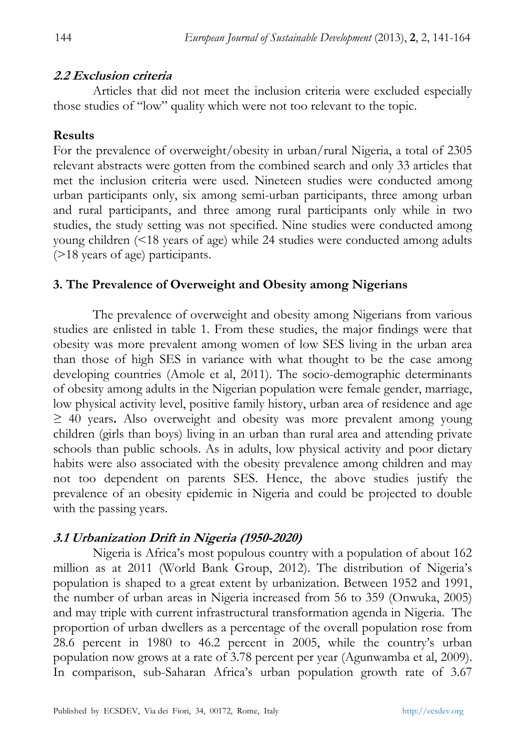### *2.2 Exclusion criteria*

Articles that did not meet the inclusion criteria were excluded especially those studies of "low" quality which were not too relevant to the topic.

**Results**

For the prevalence of overweight/obesity in urban/rural Nigeria, a total of 2305 relevant abstracts were gotten from the combined search and only 33 articles that met the inclusion criteria were used. Nineteen studies were conducted among urban participants only, six among semi-urban participants, three among urban and rural participants, and three among rural participants only while in two studies, the study setting was not specified. Nine studies were conducted among young children (<18 years of age) while 24 studies were conducted among adults (>18 years of age) participants.

## 3. The Prevalence of Overweight and Obesity among Nigerians

The prevalence of overweight and obesity among Nigerians from various studies are enlisted in table 1. From these studies, the major findings were that obesity was more prevalent among women of low SES living in the urban area than those of high SES in variance with what thought to be the case among developing countries (Amole et al, 2011). The socio-demographic determinants of obesity among adults in the Nigerian population were female gender, marriage, low physical activity level, positive family history, urban area of residence and age ≥ 40 years**.** Also overweight and obesity was more prevalent among young children (girls than boys) living in an urban than rural area and attending private schools than public schools. As in adults, low physical activity and poor dietary habits were also associated with the obesity prevalence among children and may not too dependent on parents SES. Hence, the above studies justify the prevalence of an obesity epidemic in Nigeria and could be projected to double with the passing years.

### *3.1 Urbanization Drift in Nigeria (1950-2020)*

Nigeria is Africa's most populous country with a population of about 162 million as at 2011 (World Bank Group, 2012). The distribution of Nigeria's population is shaped to a great extent by urbanization. Between 1952 and 1991, the number of urban areas in Nigeria increased from 56 to 359 (Onwuka, 2005) and may triple with current infrastructural transformation agenda in Nigeria. The proportion of urban dwellers as a percentage of the overall population rose from 28.6 percent in 1980 to 46.2 percent in 2005, while the country's urban population now grows at a rate of 3.78 percent per year (Agunwamba et al, 2009). In comparison, sub-Saharan Africa's urban population growth rate of 3.67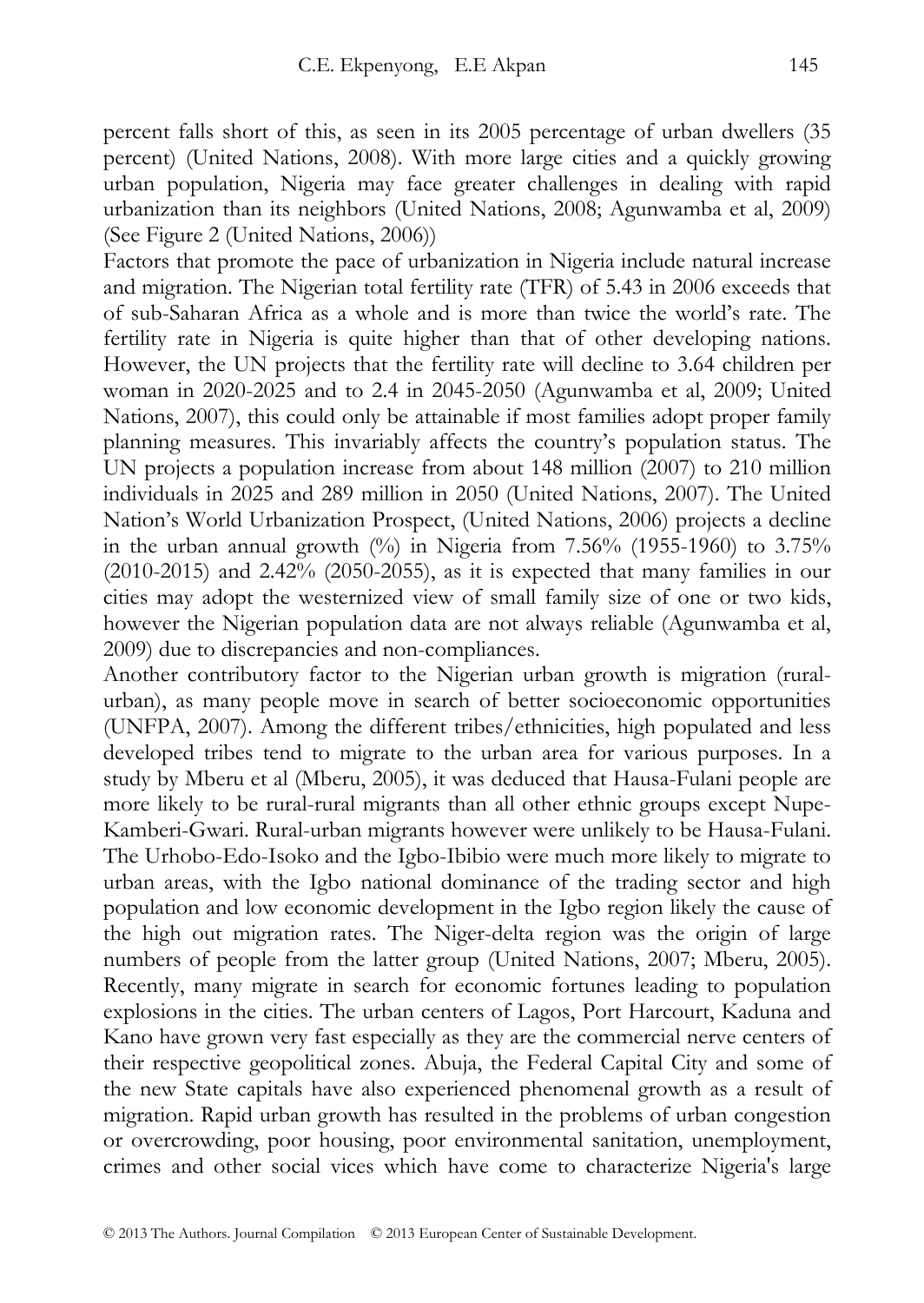percent falls short of this, as seen in its 2005 percentage of urban dwellers (35 percent) (United Nations, 2008). With more large cities and a quickly growing urban population, Nigeria may face greater challenges in dealing with rapid urbanization than its neighbors (United Nations, 2008; Agunwamba et al, 2009) (See Figure 2 (United Nations, 2006))

Factors that promote the pace of urbanization in Nigeria include natural increase and migration. The Nigerian total fertility rate (TFR) of 5.43 in 2006 exceeds that of sub-Saharan Africa as a whole and is more than twice the world's rate. The fertility rate in Nigeria is quite higher than that of other developing nations. However, the UN projects that the fertility rate will decline to 3.64 children per woman in 2020-2025 and to 2.4 in 2045-2050 (Agunwamba et al, 2009; United Nations, 2007), this could only be attainable if most families adopt proper family planning measures. This invariably affects the country's population status. The UN projects a population increase from about 148 million (2007) to 210 million individuals in 2025 and 289 million in 2050 (United Nations, 2007). The United Nation's World Urbanization Prospect, (United Nations, 2006) projects a decline in the urban annual growth (%) in Nigeria from 7.56% (1955-1960) to 3.75% (2010-2015) and 2.42% (2050-2055), as it is expected that many families in our cities may adopt the westernized view of small family size of one or two kids, however the Nigerian population data are not always reliable (Agunwamba et al, 2009) due to discrepancies and non-compliances.

Another contributory factor to the Nigerian urban growth is migration (rural-urban), as many people move in search of better socioeconomic opportunities (UNFPA, 2007). Among the different tribes/ethnicities, high populated and less developed tribes tend to migrate to the urban area for various purposes. In a study by Mberu et al (Mberu, 2005), it was deduced that Hausa-Fulani people are more likely to be rural-rural migrants than all other ethnic groups except Nupe-Kamberi-Gwari. Rural-urban migrants however were unlikely to be Hausa-Fulani. The Urhobo-Edo-Isoko and the Igbo-Ibibio were much more likely to migrate to urban areas, with the Igbo national dominance of the trading sector and high population and low economic development in the Igbo region likely the cause of the high out migration rates. The Niger-delta region was the origin of large numbers of people from the latter group (United Nations, 2007; Mberu, 2005). Recently, many migrate in search for economic fortunes leading to population explosions in the cities. The urban centers of Lagos, Port Harcourt, Kaduna and Kano have grown very fast especially as they are the commercial nerve centers of their respective geopolitical zones. Abuja, the Federal Capital City and some of the new State capitals have also experienced phenomenal growth as a result of migration. Rapid urban growth has resulted in the problems of urban congestion or overcrowding, poor housing, poor environmental sanitation, unemployment, crimes and other social vices which have come to characterize Nigeria's large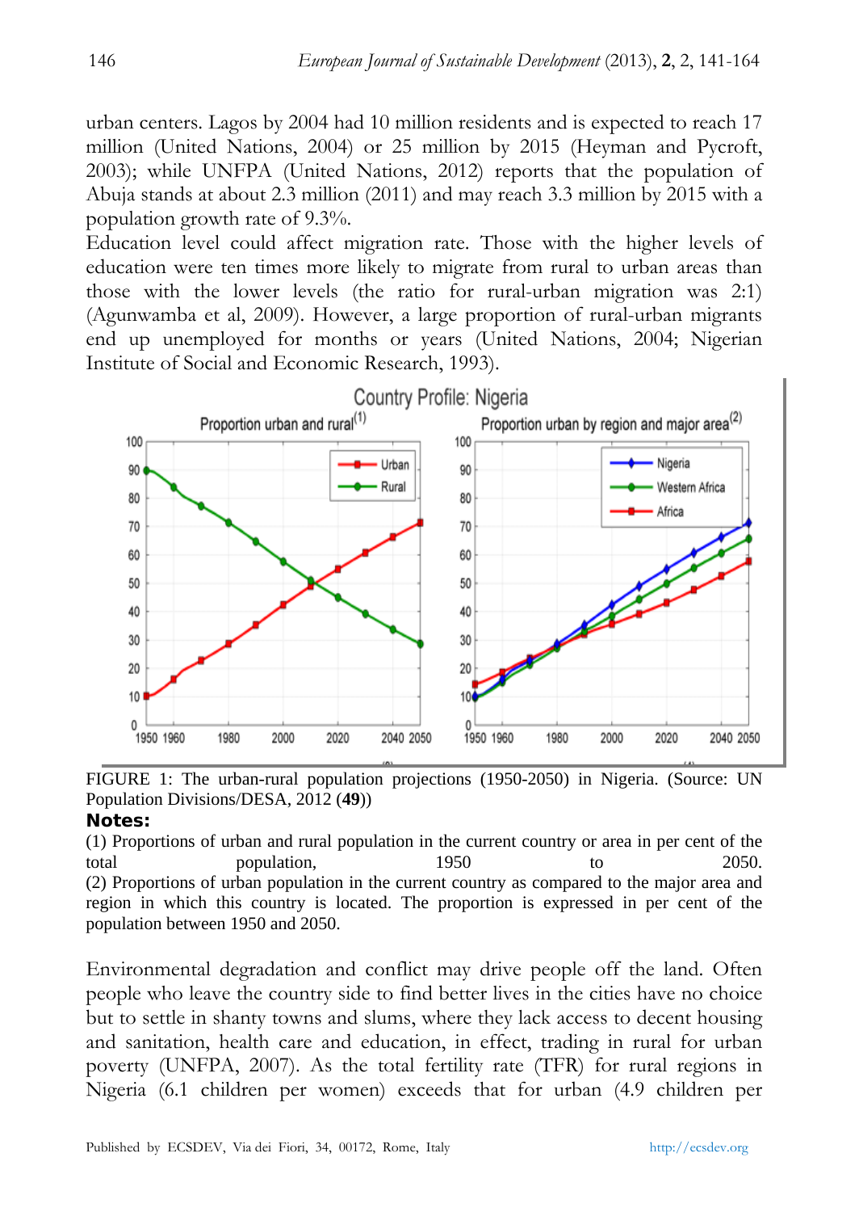urban centers. Lagos by 2004 had 10 million residents and is expected to reach 17 million (United Nations, 2004) or 25 million by 2015 (Heyman and Pycroft, 2003); while UNFPA (United Nations, 2012) reports that the population of Abuja stands at about 2.3 million (2011) and may reach 3.3 million by 2015 with a population growth rate of 9.3%.

Education level could affect migration rate. Those with the higher levels of education were ten times more likely to migrate from rural to urban areas than those with the lower levels (the ratio for rural-urban migration was 2:1) (Agunwamba et al, 2009). However, a large proportion of rural-urban migrants end up unemployed for months or years (United Nations, 2004; Nigerian Institute of Social and Economic Research, 1993).

Country Profile: Nigeria

Proportion urban and rural(1)

Urban
Rural

0 10 20 30 40 50 60 70 80 90 100

1950 1960 1980 2000 2020 2040 2050

Proportion urban by region and major area(2)

Nigeria
Western Africa
Africa

0 10 20 30 40 50 60 70 80 90 100

1950 1960 1980 2000 2020 2040 2050

FIGURE 1: The urban-rural population projections (1950-2050) in Nigeria. (Source: UN Population Divisions/DESA, 2012 (**49**))

**Notes:**

(1) Proportions of urban and rural population in the current country or area in per cent of the total population, 1950 to 2050.

(2) Proportions of urban population in the current country as compared to the major area and region in which this country is located. The proportion is expressed in per cent of the population between 1950 and 2050.

Environmental degradation and conflict may drive people off the land. Often people who leave the country side to find better lives in the cities have no choice but to settle in shanty towns and slums, where they lack access to decent housing and sanitation, health care and education, in effect, trading in rural for urban poverty (UNFPA, 2007). As the total fertility rate (TFR) for rural regions in Nigeria (6.1 children per women) exceeds that for urban (4.9 children per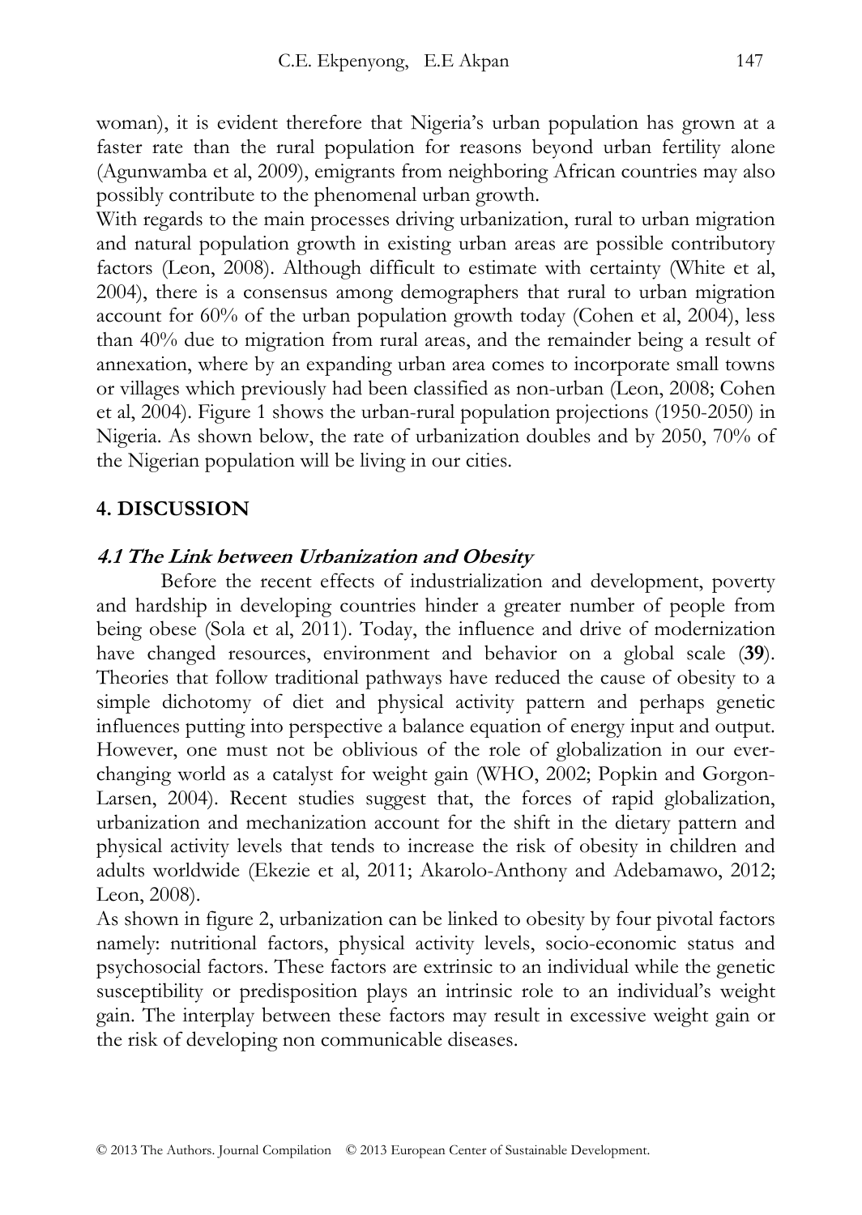woman), it is evident therefore that Nigeria's urban population has grown at a faster rate than the rural population for reasons beyond urban fertility alone (Agunwamba et al, 2009), emigrants from neighboring African countries may also possibly contribute to the phenomenal urban growth.

With regards to the main processes driving urbanization, rural to urban migration and natural population growth in existing urban areas are possible contributory factors (Leon, 2008). Although difficult to estimate with certainty (White et al, 2004), there is a consensus among demographers that rural to urban migration account for 60% of the urban population growth today (Cohen et al, 2004), less than 40% due to migration from rural areas, and the remainder being a result of annexation, where by an expanding urban area comes to incorporate small towns or villages which previously had been classified as non-urban (Leon, 2008; Cohen et al, 2004). Figure 1 shows the urban-rural population projections (1950-2050) in Nigeria. As shown below, the rate of urbanization doubles and by 2050, 70% of the Nigerian population will be living in our cities.

## 4. DISCUSSION

### *4.1 The Link between Urbanization and Obesity*

Before the recent effects of industrialization and development, poverty and hardship in developing countries hinder a greater number of people from being obese (Sola et al, 2011). Today, the influence and drive of modernization have changed resources, environment and behavior on a global scale (**39**). Theories that follow traditional pathways have reduced the cause of obesity to a simple dichotomy of diet and physical activity pattern and perhaps genetic influences putting into perspective a balance equation of energy input and output. However, one must not be oblivious of the role of globalization in our ever-changing world as a catalyst for weight gain (WHO, 2002; Popkin and Gorgon-Larsen, 2004). Recent studies suggest that, the forces of rapid globalization, urbanization and mechanization account for the shift in the dietary pattern and physical activity levels that tends to increase the risk of obesity in children and adults worldwide (Ekezie et al, 2011; Akarolo-Anthony and Adebamawo, 2012; Leon, 2008).

As shown in figure 2, urbanization can be linked to obesity by four pivotal factors namely: nutritional factors, physical activity levels, socio-economic status and psychosocial factors. These factors are extrinsic to an individual while the genetic susceptibility or predisposition plays an intrinsic role to an individual's weight gain. The interplay between these factors may result in excessive weight gain or the risk of developing non communicable diseases.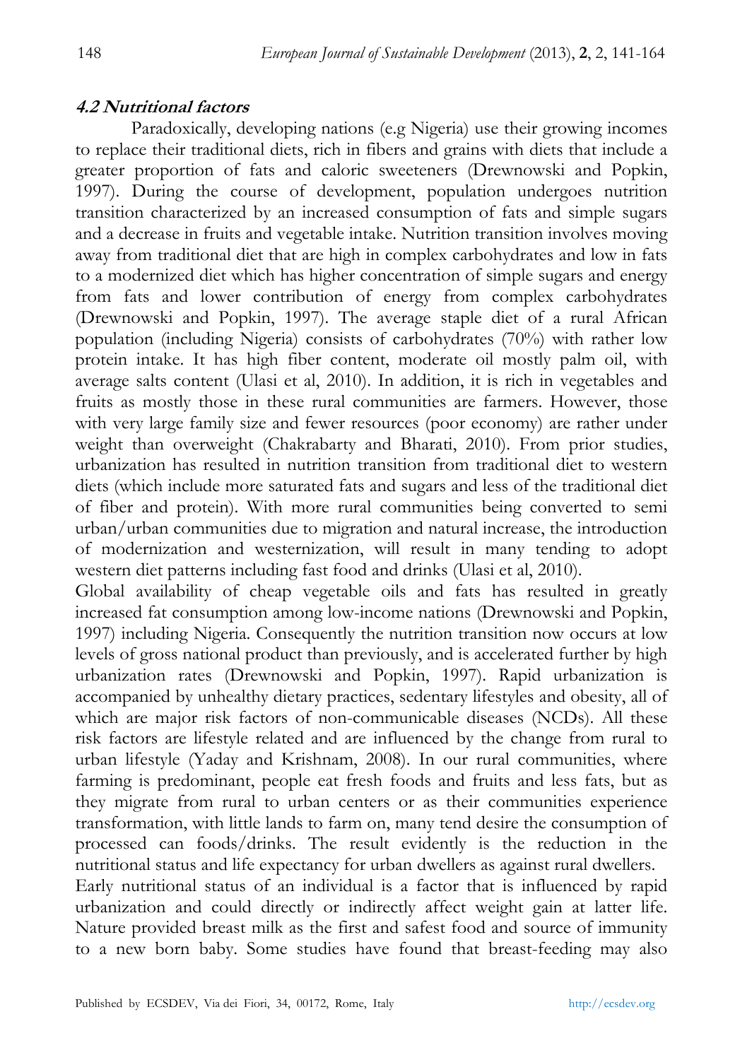### **4.2 Nutritional factors**

Paradoxically, developing nations (e.g Nigeria) use their growing incomes to replace their traditional diets, rich in fibers and grains with diets that include a greater proportion of fats and caloric sweeteners (Drewnowski and Popkin, 1997). During the course of development, population undergoes nutrition transition characterized by an increased consumption of fats and simple sugars and a decrease in fruits and vegetable intake. Nutrition transition involves moving away from traditional diet that are high in complex carbohydrates and low in fats to a modernized diet which has higher concentration of simple sugars and energy from fats and lower contribution of energy from complex carbohydrates (Drewnowski and Popkin, 1997). The average staple diet of a rural African population (including Nigeria) consists of carbohydrates (70%) with rather low protein intake. It has high fiber content, moderate oil mostly palm oil, with average salts content (Ulasi et al, 2010). In addition, it is rich in vegetables and fruits as mostly those in these rural communities are farmers. However, those with very large family size and fewer resources (poor economy) are rather under weight than overweight (Chakrabarty and Bharati, 2010). From prior studies, urbanization has resulted in nutrition transition from traditional diet to western diets (which include more saturated fats and sugars and less of the traditional diet of fiber and protein). With more rural communities being converted to semi urban/urban communities due to migration and natural increase, the introduction of modernization and westernization, will result in many tending to adopt western diet patterns including fast food and drinks (Ulasi et al, 2010).

Global availability of cheap vegetable oils and fats has resulted in greatly increased fat consumption among low-income nations (Drewnowski and Popkin, 1997) including Nigeria. Consequently the nutrition transition now occurs at low levels of gross national product than previously, and is accelerated further by high urbanization rates (Drewnowski and Popkin, 1997). Rapid urbanization is accompanied by unhealthy dietary practices, sedentary lifestyles and obesity, all of which are major risk factors of non-communicable diseases (NCDs). All these risk factors are lifestyle related and are influenced by the change from rural to urban lifestyle (Yaday and Krishnam, 2008). In our rural communities, where farming is predominant, people eat fresh foods and fruits and less fats, but as they migrate from rural to urban centers or as their communities experience transformation, with little lands to farm on, many tend desire the consumption of processed can foods/drinks. The result evidently is the reduction in the nutritional status and life expectancy for urban dwellers as against rural dwellers.

Early nutritional status of an individual is a factor that is influenced by rapid urbanization and could directly or indirectly affect weight gain at latter life. Nature provided breast milk as the first and safest food and source of immunity to a new born baby. Some studies have found that breast-feeding may also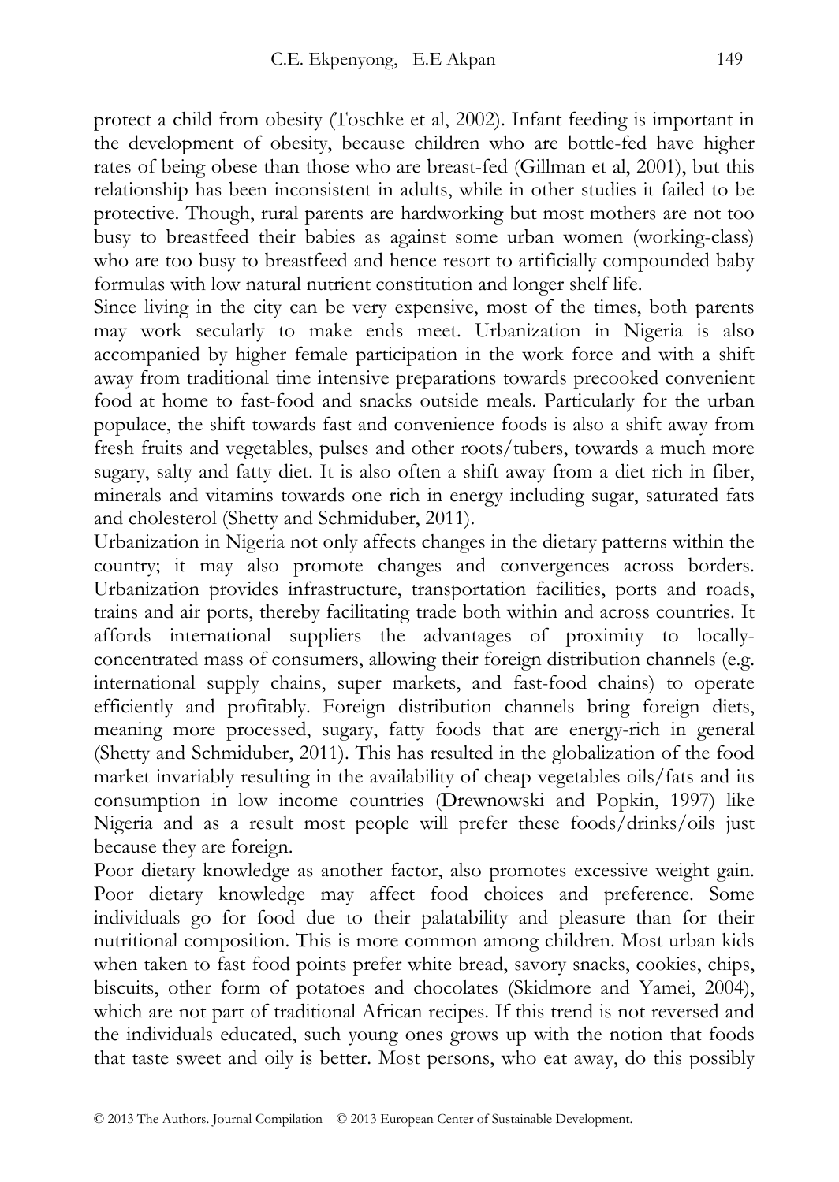protect a child from obesity (Toschke et al, 2002). Infant feeding is important in the development of obesity, because children who are bottle-fed have higher rates of being obese than those who are breast-fed (Gillman et al, 2001), but this relationship has been inconsistent in adults, while in other studies it failed to be protective. Though, rural parents are hardworking but most mothers are not too busy to breastfeed their babies as against some urban women (working-class) who are too busy to breastfeed and hence resort to artificially compounded baby formulas with low natural nutrient constitution and longer shelf life.

Since living in the city can be very expensive, most of the times, both parents may work secularly to make ends meet. Urbanization in Nigeria is also accompanied by higher female participation in the work force and with a shift away from traditional time intensive preparations towards precooked convenient food at home to fast-food and snacks outside meals. Particularly for the urban populace, the shift towards fast and convenience foods is also a shift away from fresh fruits and vegetables, pulses and other roots/tubers, towards a much more sugary, salty and fatty diet. It is also often a shift away from a diet rich in fiber, minerals and vitamins towards one rich in energy including sugar, saturated fats and cholesterol (Shetty and Schmiduber, 2011).

Urbanization in Nigeria not only affects changes in the dietary patterns within the country; it may also promote changes and convergences across borders. Urbanization provides infrastructure, transportation facilities, ports and roads, trains and air ports, thereby facilitating trade both within and across countries. It affords international suppliers the advantages of proximity to locally-concentrated mass of consumers, allowing their foreign distribution channels (e.g. international supply chains, super markets, and fast-food chains) to operate efficiently and profitably. Foreign distribution channels bring foreign diets, meaning more processed, sugary, fatty foods that are energy-rich in general (Shetty and Schmiduber, 2011). This has resulted in the globalization of the food market invariably resulting in the availability of cheap vegetables oils/fats and its consumption in low income countries (Drewnowski and Popkin, 1997) like Nigeria and as a result most people will prefer these foods/drinks/oils just because they are foreign.

Poor dietary knowledge as another factor, also promotes excessive weight gain. Poor dietary knowledge may affect food choices and preference. Some individuals go for food due to their palatability and pleasure than for their nutritional composition. This is more common among children. Most urban kids when taken to fast food points prefer white bread, savory snacks, cookies, chips, biscuits, other form of potatoes and chocolates (Skidmore and Yamei, 2004), which are not part of traditional African recipes. If this trend is not reversed and the individuals educated, such young ones grows up with the notion that foods that taste sweet and oily is better. Most persons, who eat away, do this possibly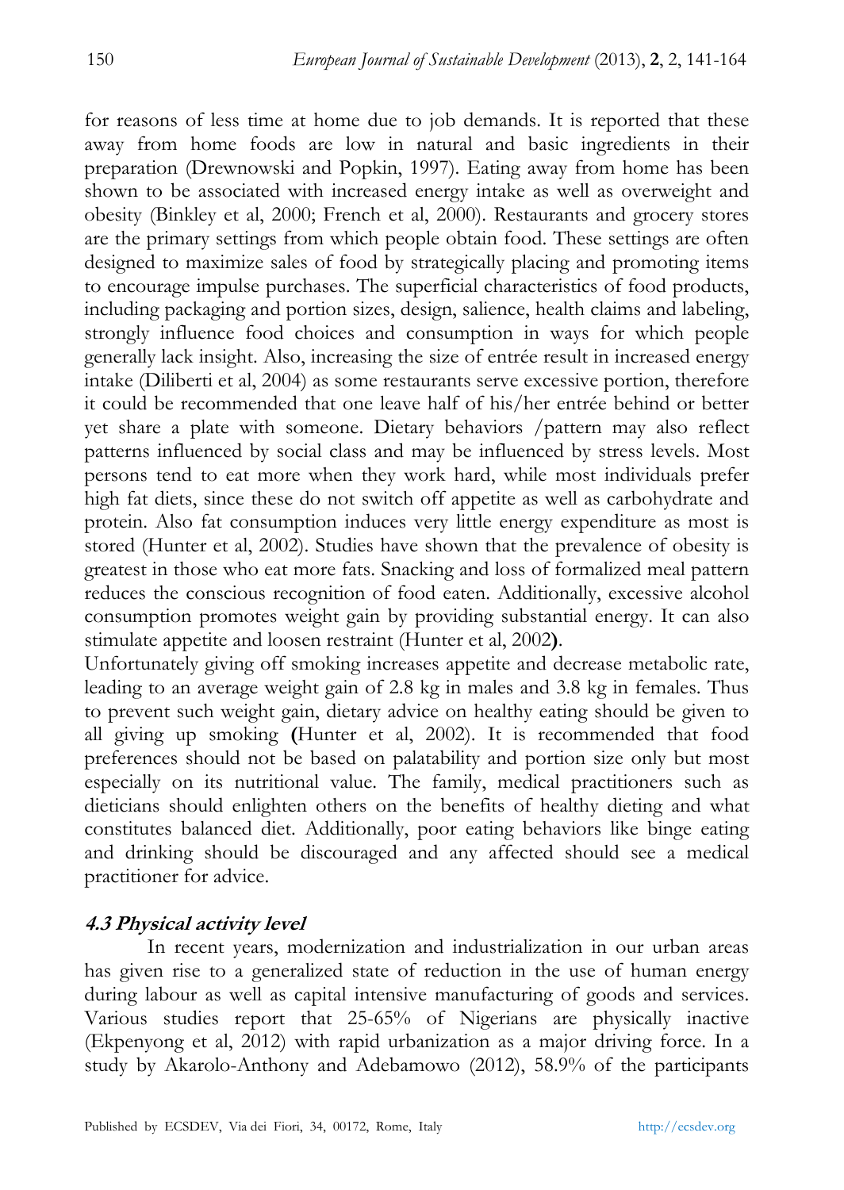for reasons of less time at home due to job demands. It is reported that these away from home foods are low in natural and basic ingredients in their preparation (Drewnowski and Popkin, 1997). Eating away from home has been shown to be associated with increased energy intake as well as overweight and obesity (Binkley et al, 2000; French et al, 2000). Restaurants and grocery stores are the primary settings from which people obtain food. These settings are often designed to maximize sales of food by strategically placing and promoting items to encourage impulse purchases. The superficial characteristics of food products, including packaging and portion sizes, design, salience, health claims and labeling, strongly influence food choices and consumption in ways for which people generally lack insight. Also, increasing the size of entrée result in increased energy intake (Diliberti et al, 2004) as some restaurants serve excessive portion, therefore it could be recommended that one leave half of his/her entrée behind or better yet share a plate with someone. Dietary behaviors /pattern may also reflect patterns influenced by social class and may be influenced by stress levels. Most persons tend to eat more when they work hard, while most individuals prefer high fat diets, since these do not switch off appetite as well as carbohydrate and protein. Also fat consumption induces very little energy expenditure as most is stored (Hunter et al, 2002). Studies have shown that the prevalence of obesity is greatest in those who eat more fats. Snacking and loss of formalized meal pattern reduces the conscious recognition of food eaten. Additionally, excessive alcohol consumption promotes weight gain by providing substantial energy. It can also stimulate appetite and loosen restraint (Hunter et al, 2002**)**.

Unfortunately giving off smoking increases appetite and decrease metabolic rate, leading to an average weight gain of 2.8 kg in males and 3.8 kg in females. Thus to prevent such weight gain, dietary advice on healthy eating should be given to all giving up smoking **(**Hunter et al, 2002). It is recommended that food preferences should not be based on palatability and portion size only but most especially on its nutritional value. The family, medical practitioners such as dieticians should enlighten others on the benefits of healthy dieting and what constitutes balanced diet. Additionally, poor eating behaviors like binge eating and drinking should be discouraged and any affected should see a medical practitioner for advice.

### *4.3 Physical activity level*

In recent years, modernization and industrialization in our urban areas has given rise to a generalized state of reduction in the use of human energy during labour as well as capital intensive manufacturing of goods and services. Various studies report that 25-65% of Nigerians are physically inactive (Ekpenyong et al, 2012) with rapid urbanization as a major driving force. In a study by Akarolo-Anthony and Adebamowo (2012), 58.9% of the participants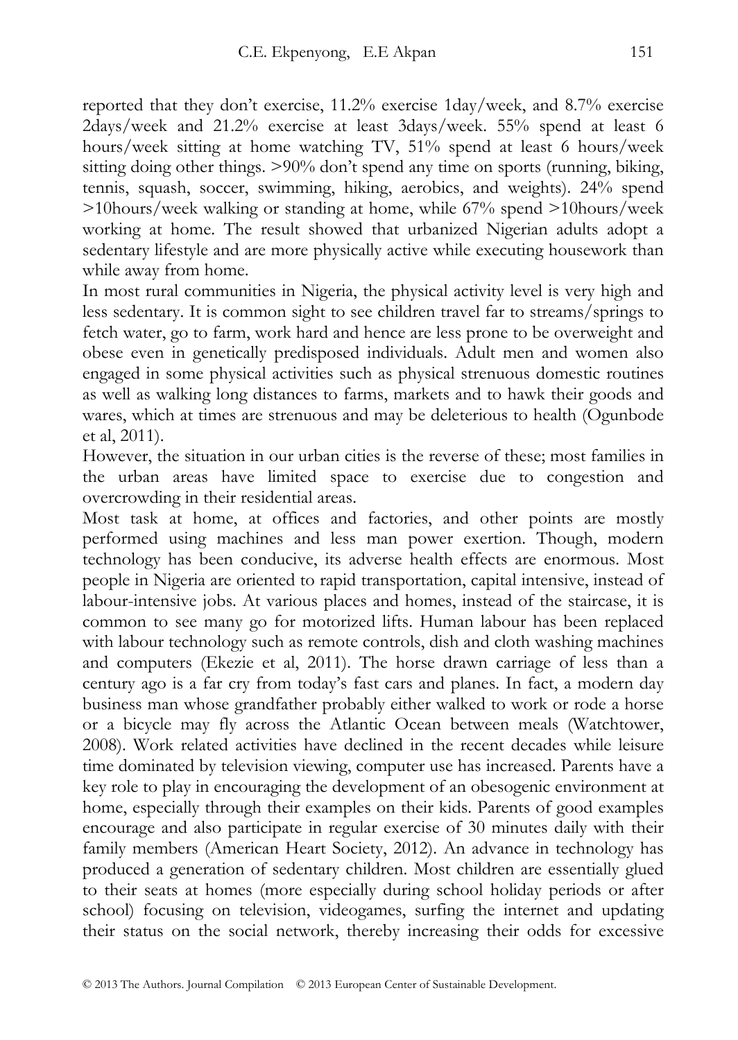reported that they don't exercise, 11.2% exercise 1day/week, and 8.7% exercise 2days/week and 21.2% exercise at least 3days/week. 55% spend at least 6 hours/week sitting at home watching TV, 51% spend at least 6 hours/week sitting doing other things. >90% don't spend any time on sports (running, biking, tennis, squash, soccer, swimming, hiking, aerobics, and weights). 24% spend >10hours/week walking or standing at home, while 67% spend >10hours/week working at home. The result showed that urbanized Nigerian adults adopt a sedentary lifestyle and are more physically active while executing housework than while away from home.

In most rural communities in Nigeria, the physical activity level is very high and less sedentary. It is common sight to see children travel far to streams/springs to fetch water, go to farm, work hard and hence are less prone to be overweight and obese even in genetically predisposed individuals. Adult men and women also engaged in some physical activities such as physical strenuous domestic routines as well as walking long distances to farms, markets and to hawk their goods and wares, which at times are strenuous and may be deleterious to health (Ogunbode et al, 2011).

However, the situation in our urban cities is the reverse of these; most families in the urban areas have limited space to exercise due to congestion and overcrowding in their residential areas.

Most task at home, at offices and factories, and other points are mostly performed using machines and less man power exertion. Though, modern technology has been conducive, its adverse health effects are enormous. Most people in Nigeria are oriented to rapid transportation, capital intensive, instead of labour-intensive jobs. At various places and homes, instead of the staircase, it is common to see many go for motorized lifts. Human labour has been replaced with labour technology such as remote controls, dish and cloth washing machines and computers (Ekezie et al, 2011). The horse drawn carriage of less than a century ago is a far cry from today's fast cars and planes. In fact, a modern day business man whose grandfather probably either walked to work or rode a horse or a bicycle may fly across the Atlantic Ocean between meals (Watchtower, 2008). Work related activities have declined in the recent decades while leisure time dominated by television viewing, computer use has increased. Parents have a key role to play in encouraging the development of an obesogenic environment at home, especially through their examples on their kids. Parents of good examples encourage and also participate in regular exercise of 30 minutes daily with their family members (American Heart Society, 2012). An advance in technology has produced a generation of sedentary children. Most children are essentially glued to their seats at homes (more especially during school holiday periods or after school) focusing on television, videogames, surfing the internet and updating their status on the social network, thereby increasing their odds for excessive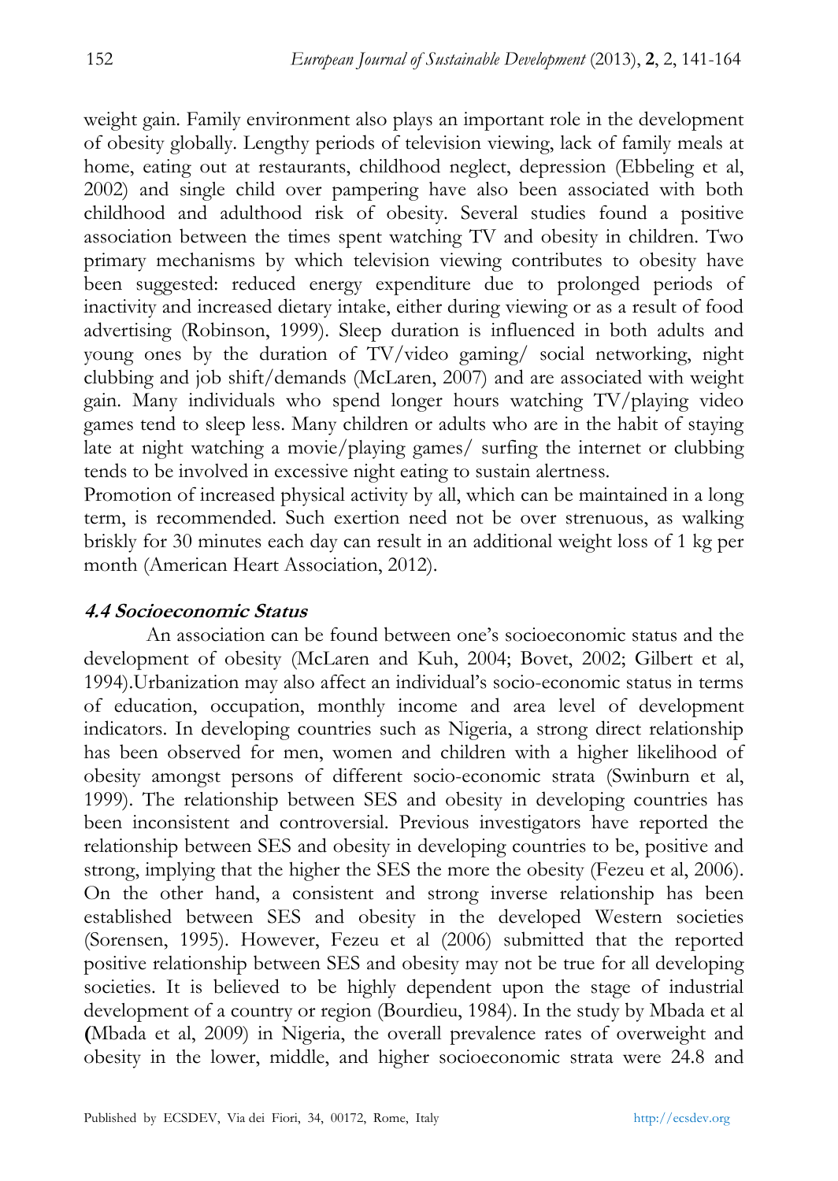weight gain. Family environment also plays an important role in the development of obesity globally. Lengthy periods of television viewing, lack of family meals at home, eating out at restaurants, childhood neglect, depression (Ebbeling et al, 2002) and single child over pampering have also been associated with both childhood and adulthood risk of obesity. Several studies found a positive association between the times spent watching TV and obesity in children. Two primary mechanisms by which television viewing contributes to obesity have been suggested: reduced energy expenditure due to prolonged periods of inactivity and increased dietary intake, either during viewing or as a result of food advertising (Robinson, 1999). Sleep duration is influenced in both adults and young ones by the duration of TV/video gaming/ social networking, night clubbing and job shift/demands (McLaren, 2007) and are associated with weight gain. Many individuals who spend longer hours watching TV/playing video games tend to sleep less. Many children or adults who are in the habit of staying late at night watching a movie/playing games/ surfing the internet or clubbing tends to be involved in excessive night eating to sustain alertness.
Promotion of increased physical activity by all, which can be maintained in a long term, is recommended. Such exertion need not be over strenuous, as walking briskly for 30 minutes each day can result in an additional weight loss of 1 kg per month (American Heart Association, 2012).

### *4.4 Socioeconomic Status*

An association can be found between one's socioeconomic status and the development of obesity (McLaren and Kuh, 2004; Bovet, 2002; Gilbert et al, 1994).Urbanization may also affect an individual's socio-economic status in terms of education, occupation, monthly income and area level of development indicators. In developing countries such as Nigeria, a strong direct relationship has been observed for men, women and children with a higher likelihood of obesity amongst persons of different socio-economic strata (Swinburn et al, 1999). The relationship between SES and obesity in developing countries has been inconsistent and controversial. Previous investigators have reported the relationship between SES and obesity in developing countries to be, positive and strong, implying that the higher the SES the more the obesity (Fezeu et al, 2006). On the other hand, a consistent and strong inverse relationship has been established between SES and obesity in the developed Western societies (Sorensen, 1995). However, Fezeu et al (2006) submitted that the reported positive relationship between SES and obesity may not be true for all developing societies. It is believed to be highly dependent upon the stage of industrial development of a country or region (Bourdieu, 1984). In the study by Mbada et al (Mbada et al, 2009) in Nigeria, the overall prevalence rates of overweight and obesity in the lower, middle, and higher socioeconomic strata were 24.8 and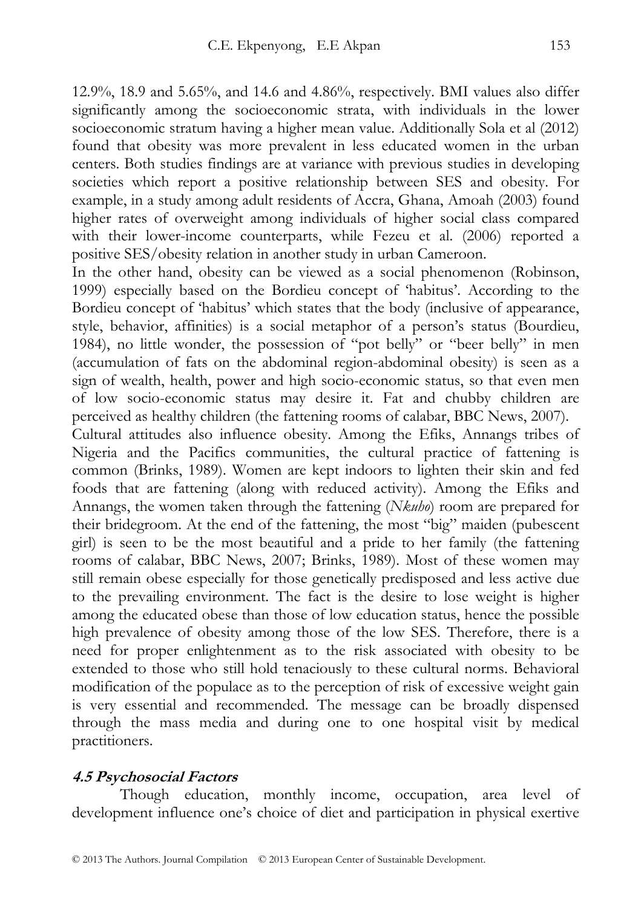12.9%, 18.9 and 5.65%, and 14.6 and 4.86%, respectively. BMI values also differ significantly among the socioeconomic strata, with individuals in the lower socioeconomic stratum having a higher mean value. Additionally Sola et al (2012) found that obesity was more prevalent in less educated women in the urban centers. Both studies findings are at variance with previous studies in developing societies which report a positive relationship between SES and obesity. For example, in a study among adult residents of Accra, Ghana, Amoah (2003) found higher rates of overweight among individuals of higher social class compared with their lower-income counterparts, while Fezeu et al. (2006) reported a positive SES/obesity relation in another study in urban Cameroon.

In the other hand, obesity can be viewed as a social phenomenon (Robinson, 1999) especially based on the Bordieu concept of 'habitus'. According to the Bordieu concept of 'habitus' which states that the body (inclusive of appearance, style, behavior, affinities) is a social metaphor of a person's status (Bourdieu, 1984), no little wonder, the possession of "pot belly" or "beer belly" in men (accumulation of fats on the abdominal region-abdominal obesity) is seen as a sign of wealth, health, power and high socio-economic status, so that even men of low socio-economic status may desire it. Fat and chubby children are perceived as healthy children (the fattening rooms of calabar, BBC News, 2007).

Cultural attitudes also influence obesity. Among the Efiks, Annangs tribes of Nigeria and the Pacifics communities, the cultural practice of fattening is common (Brinks, 1989). Women are kept indoors to lighten their skin and fed foods that are fattening (along with reduced activity). Among the Efiks and Annangs, the women taken through the fattening (*Nkuho*) room are prepared for their bridegroom. At the end of the fattening, the most "big" maiden (pubescent girl) is seen to be the most beautiful and a pride to her family (the fattening rooms of calabar, BBC News, 2007; Brinks, 1989). Most of these women may still remain obese especially for those genetically predisposed and less active due to the prevailing environment. The fact is the desire to lose weight is higher among the educated obese than those of low education status, hence the possible high prevalence of obesity among those of the low SES. Therefore, there is a need for proper enlightenment as to the risk associated with obesity to be extended to those who still hold tenaciously to these cultural norms. Behavioral modification of the populace as to the perception of risk of excessive weight gain is very essential and recommended. The message can be broadly dispensed through the mass media and during one to one hospital visit by medical practitioners.

### 4.5 Psychosocial Factors

Though education, monthly income, occupation, area level of development influence one's choice of diet and participation in physical exertive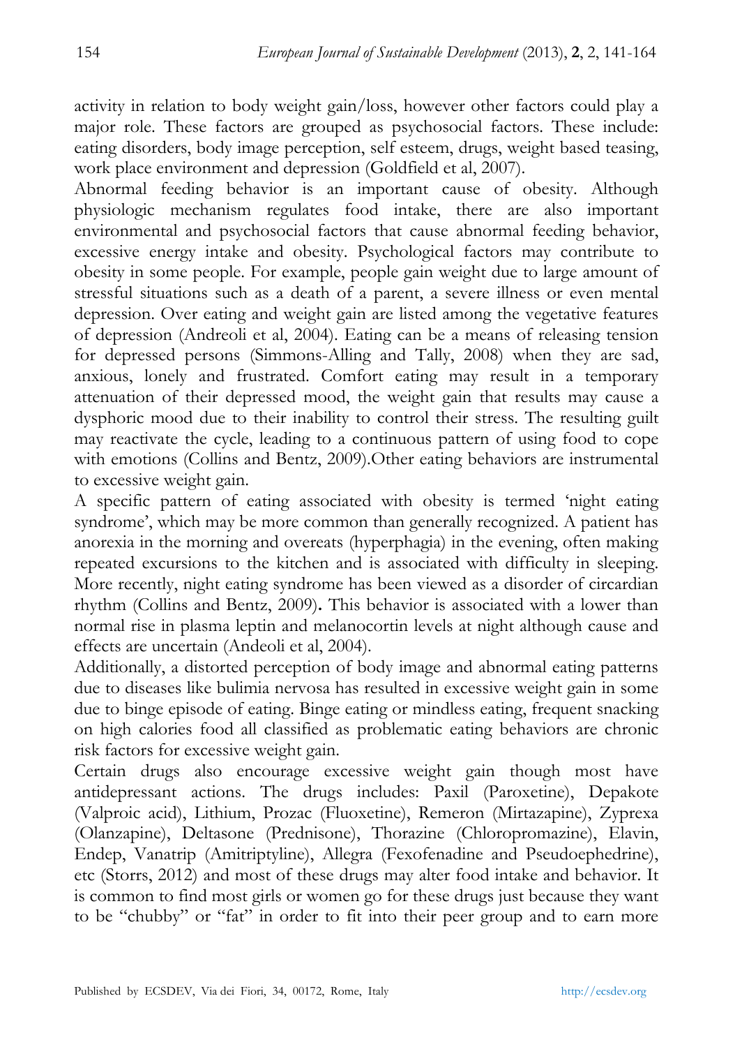activity in relation to body weight gain/loss, however other factors could play a major role. These factors are grouped as psychosocial factors. These include: eating disorders, body image perception, self esteem, drugs, weight based teasing, work place environment and depression (Goldfield et al, 2007).

Abnormal feeding behavior is an important cause of obesity. Although physiologic mechanism regulates food intake, there are also important environmental and psychosocial factors that cause abnormal feeding behavior, excessive energy intake and obesity. Psychological factors may contribute to obesity in some people. For example, people gain weight due to large amount of stressful situations such as a death of a parent, a severe illness or even mental depression. Over eating and weight gain are listed among the vegetative features of depression (Andreoli et al, 2004). Eating can be a means of releasing tension for depressed persons (Simmons-Alling and Tally, 2008) when they are sad, anxious, lonely and frustrated. Comfort eating may result in a temporary attenuation of their depressed mood, the weight gain that results may cause a dysphoric mood due to their inability to control their stress. The resulting guilt may reactivate the cycle, leading to a continuous pattern of using food to cope with emotions (Collins and Bentz, 2009).Other eating behaviors are instrumental to excessive weight gain.

A specific pattern of eating associated with obesity is termed 'night eating syndrome', which may be more common than generally recognized. A patient has anorexia in the morning and overeats (hyperphagia) in the evening, often making repeated excursions to the kitchen and is associated with difficulty in sleeping. More recently, night eating syndrome has been viewed as a disorder of circardian rhythm (Collins and Bentz, 2009)**.** This behavior is associated with a lower than normal rise in plasma leptin and melanocortin levels at night although cause and effects are uncertain (Andeoli et al, 2004).

Additionally, a distorted perception of body image and abnormal eating patterns due to diseases like bulimia nervosa has resulted in excessive weight gain in some due to binge episode of eating. Binge eating or mindless eating, frequent snacking on high calories food all classified as problematic eating behaviors are chronic risk factors for excessive weight gain.

Certain drugs also encourage excessive weight gain though most have antidepressant actions. The drugs includes: Paxil (Paroxetine), Depakote (Valproic acid), Lithium, Prozac (Fluoxetine), Remeron (Mirtazapine), Zyprexa (Olanzapine), Deltasone (Prednisone), Thorazine (Chloropromazine), Elavin, Endep, Vanatrip (Amitriptyline), Allegra (Fexofenadine and Pseudoephedrine), etc (Storrs, 2012) and most of these drugs may alter food intake and behavior. It is common to find most girls or women go for these drugs just because they want to be "chubby" or "fat" in order to fit into their peer group and to earn more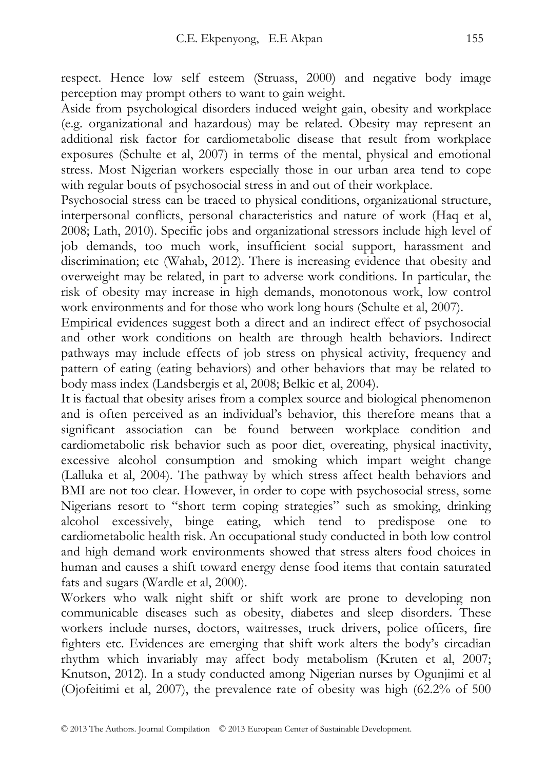respect. Hence low self esteem (Struass, 2000) and negative body image perception may prompt others to want to gain weight.

Aside from psychological disorders induced weight gain, obesity and workplace (e.g. organizational and hazardous) may be related. Obesity may represent an additional risk factor for cardiometabolic disease that result from workplace exposures (Schulte et al, 2007) in terms of the mental, physical and emotional stress. Most Nigerian workers especially those in our urban area tend to cope with regular bouts of psychosocial stress in and out of their workplace.

Psychosocial stress can be traced to physical conditions, organizational structure, interpersonal conflicts, personal characteristics and nature of work (Haq et al, 2008; Lath, 2010). Specific jobs and organizational stressors include high level of job demands, too much work, insufficient social support, harassment and discrimination; etc (Wahab, 2012). There is increasing evidence that obesity and overweight may be related, in part to adverse work conditions. In particular, the risk of obesity may increase in high demands, monotonous work, low control work environments and for those who work long hours (Schulte et al, 2007).

Empirical evidences suggest both a direct and an indirect effect of psychosocial and other work conditions on health are through health behaviors. Indirect pathways may include effects of job stress on physical activity, frequency and pattern of eating (eating behaviors) and other behaviors that may be related to body mass index (Landsbergis et al, 2008; Belkic et al, 2004).

It is factual that obesity arises from a complex source and biological phenomenon and is often perceived as an individual's behavior, this therefore means that a significant association can be found between workplace condition and cardiometabolic risk behavior such as poor diet, overeating, physical inactivity, excessive alcohol consumption and smoking which impart weight change (Lalluka et al, 2004). The pathway by which stress affect health behaviors and BMI are not too clear. However, in order to cope with psychosocial stress, some Nigerians resort to "short term coping strategies" such as smoking, drinking alcohol excessively, binge eating, which tend to predispose one to cardiometabolic health risk. An occupational study conducted in both low control and high demand work environments showed that stress alters food choices in human and causes a shift toward energy dense food items that contain saturated fats and sugars (Wardle et al, 2000).

Workers who walk night shift or shift work are prone to developing non communicable diseases such as obesity, diabetes and sleep disorders. These workers include nurses, doctors, waitresses, truck drivers, police officers, fire fighters etc. Evidences are emerging that shift work alters the body's circadian rhythm which invariably may affect body metabolism (Kruten et al, 2007; Knutson, 2012). In a study conducted among Nigerian nurses by Ogunjimi et al (Ojofeitimi et al, 2007), the prevalence rate of obesity was high (62.2% of 500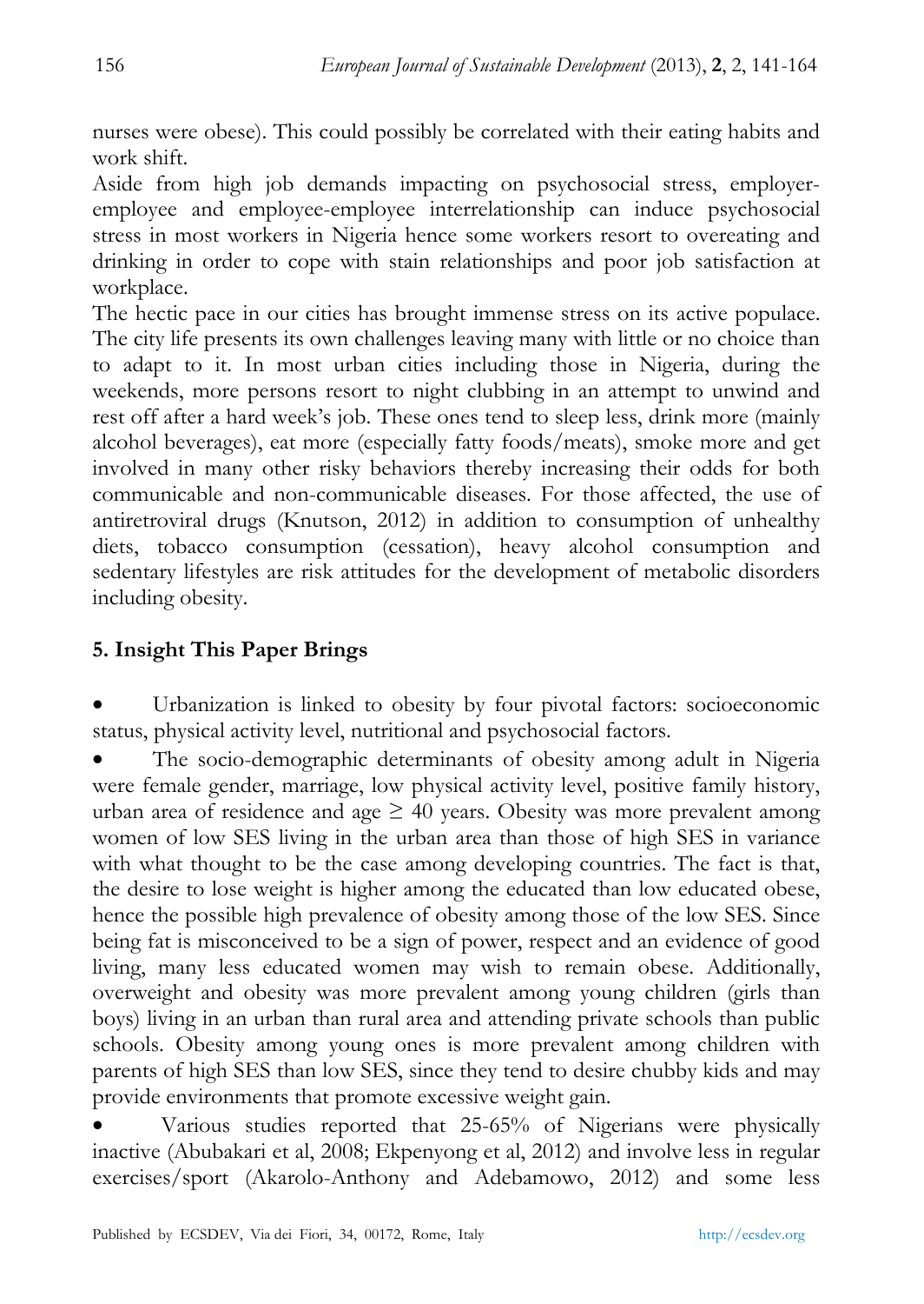nurses were obese). This could possibly be correlated with their eating habits and work shift.

Aside from high job demands impacting on psychosocial stress, employer-employee and employee-employee interrelationship can induce psychosocial stress in most workers in Nigeria hence some workers resort to overeating and drinking in order to cope with stain relationships and poor job satisfaction at workplace.

The hectic pace in our cities has brought immense stress on its active populace. The city life presents its own challenges leaving many with little or no choice than to adapt to it. In most urban cities including those in Nigeria, during the weekends, more persons resort to night clubbing in an attempt to unwind and rest off after a hard week's job. These ones tend to sleep less, drink more (mainly alcohol beverages), eat more (especially fatty foods/meats), smoke more and get involved in many other risky behaviors thereby increasing their odds for both communicable and non-communicable diseases. For those affected, the use of antiretroviral drugs (Knutson, 2012) in addition to consumption of unhealthy diets, tobacco consumption (cessation), heavy alcohol consumption and sedentary lifestyles are risk attitudes for the development of metabolic disorders including obesity.

## 5. Insight This Paper Brings

- Urbanization is linked to obesity by four pivotal factors: socioeconomic status, physical activity level, nutritional and psychosocial factors.
- The socio-demographic determinants of obesity among adult in Nigeria were female gender, marriage, low physical activity level, positive family history, urban area of residence and age ≥ 40 years. Obesity was more prevalent among women of low SES living in the urban area than those of high SES in variance with what thought to be the case among developing countries. The fact is that, the desire to lose weight is higher among the educated than low educated obese, hence the possible high prevalence of obesity among those of the low SES. Since being fat is misconceived to be a sign of power, respect and an evidence of good living, many less educated women may wish to remain obese. Additionally, overweight and obesity was more prevalent among young children (girls than boys) living in an urban than rural area and attending private schools than public schools. Obesity among young ones is more prevalent among children with parents of high SES than low SES, since they tend to desire chubby kids and may provide environments that promote excessive weight gain.
- Various studies reported that 25-65% of Nigerians were physically inactive (Abubakari et al, 2008; Ekpenyong et al, 2012) and involve less in regular exercises/sport (Akarolo-Anthony and Adebamowo, 2012) and some less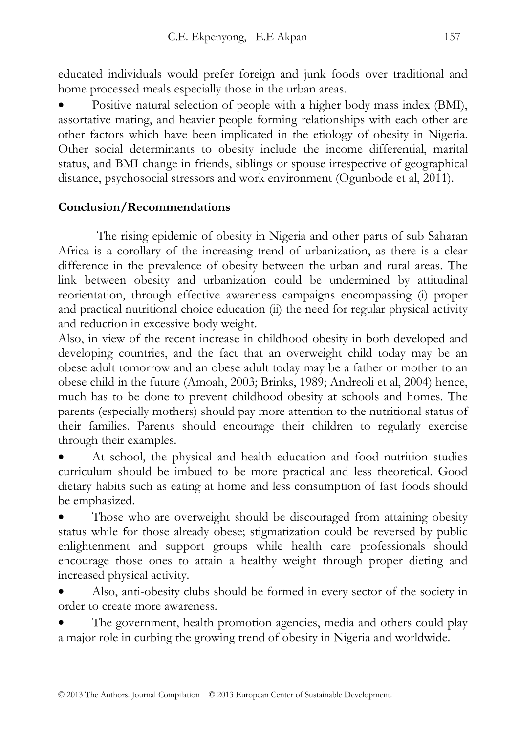educated individuals would prefer foreign and junk foods over traditional and home processed meals especially those in the urban areas.

- Positive natural selection of people with a higher body mass index (BMI), assortative mating, and heavier people forming relationships with each other are other factors which have been implicated in the etiology of obesity in Nigeria. Other social determinants to obesity include the income differential, marital status, and BMI change in friends, siblings or spouse irrespective of geographical distance, psychosocial stressors and work environment (Ogunbode et al, 2011).

## Conclusion/Recommendations

The rising epidemic of obesity in Nigeria and other parts of sub Saharan Africa is a corollary of the increasing trend of urbanization, as there is a clear difference in the prevalence of obesity between the urban and rural areas. The link between obesity and urbanization could be undermined by attitudinal reorientation, through effective awareness campaigns encompassing (i) proper and practical nutritional choice education (ii) the need for regular physical activity and reduction in excessive body weight.

Also, in view of the recent increase in childhood obesity in both developed and developing countries, and the fact that an overweight child today may be an obese adult tomorrow and an obese adult today may be a father or mother to an obese child in the future (Amoah, 2003; Brinks, 1989; Andreoli et al, 2004) hence, much has to be done to prevent childhood obesity at schools and homes. The parents (especially mothers) should pay more attention to the nutritional status of their families. Parents should encourage their children to regularly exercise through their examples.

- At school, the physical and health education and food nutrition studies curriculum should be imbued to be more practical and less theoretical. Good dietary habits such as eating at home and less consumption of fast foods should be emphasized.
- Those who are overweight should be discouraged from attaining obesity status while for those already obese; stigmatization could be reversed by public enlightenment and support groups while health care professionals should encourage those ones to attain a healthy weight through proper dieting and increased physical activity.
- Also, anti-obesity clubs should be formed in every sector of the society in order to create more awareness.
- The government, health promotion agencies, media and others could play a major role in curbing the growing trend of obesity in Nigeria and worldwide.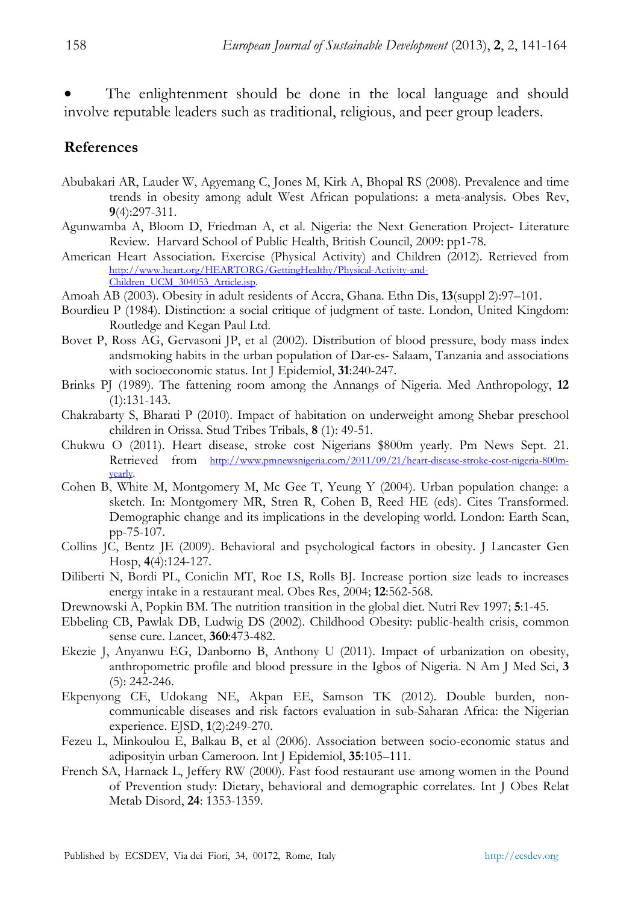- The enlightenment should be done in the local language and should involve reputable leaders such as traditional, religious, and peer group leaders.

## References

Abubakari AR, Lauder W, Agyemang C, Jones M, Kirk A, Bhopal RS (2008). Prevalence and time trends in obesity among adult West African populations: a meta-analysis. Obes Rev, **9**(4):297-311.

Agunwamba A, Bloom D, Friedman A, et al. Nigeria: the Next Generation Project- Literature Review. Harvard School of Public Health, British Council, 2009: pp1-78.

American Heart Association. Exercise (Physical Activity) and Children (2012). Retrieved from http://www.heart.org/HEARTORG/GettingHealthy/Physical-Activity-and-Children_UCM_304053_Article.jsp.

Amoah AB (2003). Obesity in adult residents of Accra, Ghana. Ethn Dis, **13**(suppl 2):97–101.

Bourdieu P (1984). Distinction: a social critique of judgment of taste. London, United Kingdom: Routledge and Kegan Paul Ltd.

Bovet P, Ross AG, Gervasoni JP, et al (2002). Distribution of blood pressure, body mass index andsmoking habits in the urban population of Dar-es- Salaam, Tanzania and associations with socioeconomic status. Int J Epidemiol, **31**:240-247.

Brinks PJ (1989). The fattening room among the Annangs of Nigeria. Med Anthropology, **12** (1):131-143.

Chakrabarty S, Bharati P (2010). Impact of habitation on underweight among Shebar preschool children in Orissa. Stud Tribes Tribals, **8** (1): 49-51.

Chukwu O (2011). Heart disease, stroke cost Nigerians $800m yearly. Pm News Sept. 21. Retrieved from http://www.pmnewsnigeria.com/2011/09/21/heart-disease-stroke-cost-nigeria-800m-yearly.

Cohen B, White M, Montgomery M, Mc Gee T, Yeung Y (2004). Urban population change: a sketch. In: Montgomery MR, Stren R, Cohen B, Reed HE (eds). Cites Transformed. Demographic change and its implications in the developing world. London: Earth Scan, pp-75-107.

Collins JC, Bentz JE (2009). Behavioral and psychological factors in obesity. J Lancaster Gen Hosp, **4**(4):124-127.

Diliberti N, Bordi PL, Coniclin MT, Roe LS, Rolls BJ. Increase portion size leads to increases energy intake in a restaurant meal. Obes Res, 2004; **12**:562-568.

Drewnowski A, Popkin BM. The nutrition transition in the global diet. Nutri Rev 1997; **5**:1-45.

Ebbeling CB, Pawlak DB, Ludwig DS (2002). Childhood Obesity: public-health crisis, common sense cure. Lancet, **360**:473-482.

Ekezie J, Anyanwu EG, Danborno B, Anthony U (2011). Impact of urbanization on obesity, anthropometric profile and blood pressure in the Igbos of Nigeria. N Am J Med Sci, **3** (5): 242-246.

Ekpenyong CE, Udokang NE, Akpan EE, Samson TK (2012). Double burden, non-communicable diseases and risk factors evaluation in sub-Saharan Africa: the Nigerian experience. EJSD, **1**(2):249-270.

Fezeu L, Minkoulou E, Balkau B, et al (2006). Association between socio-economic status and adiposityin urban Cameroon. Int J Epidemiol, **35**:105–111.

French SA, Harnack L, Jeffery RW (2000). Fast food restaurant use among women in the Pound of Prevention study: Dietary, behavioral and demographic correlates. Int J Obes Relat Metab Disord, **24**: 1353-1359.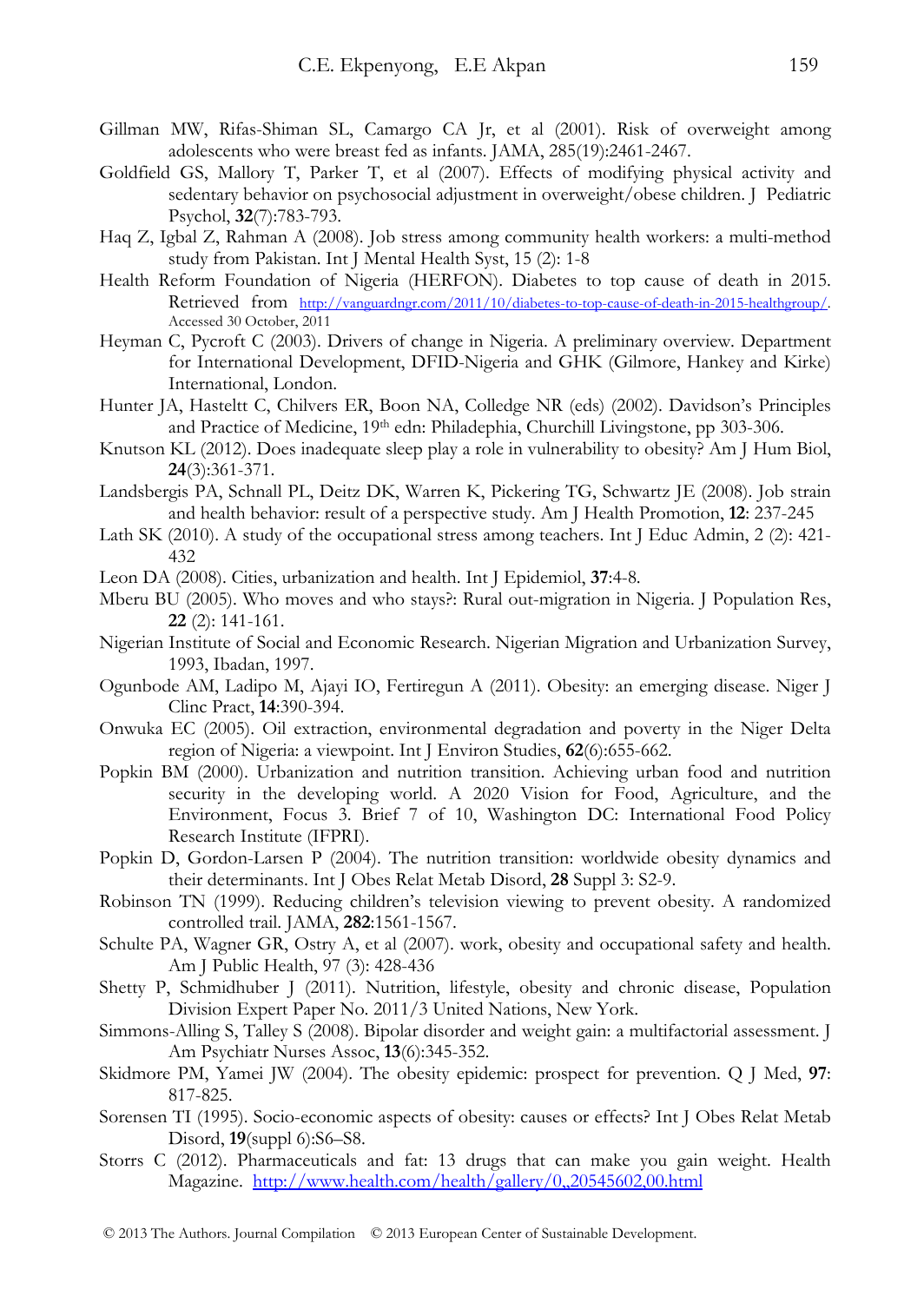Gillman MW, Rifas-Shiman SL, Camargo CA Jr, et al (2001). Risk of overweight among adolescents who were breast fed as infants. JAMA, 285(19):2461-2467.

Goldfield GS, Mallory T, Parker T, et al (2007). Effects of modifying physical activity and sedentary behavior on psychosocial adjustment in overweight/obese children. J Pediatric Psychol, **32**(7):783-793.

Haq Z, Igbal Z, Rahman A (2008). Job stress among community health workers: a multi-method study from Pakistan. Int J Mental Health Syst, 15 (2): 1-8

Health Reform Foundation of Nigeria (HERFON). Diabetes to top cause of death in 2015. Retrieved from http://vanguardngr.com/2011/10/diabetes-to-top-cause-of-death-in-2015-healthgroup/. Accessed 30 October, 2011

Heyman C, Pycroft C (2003). Drivers of change in Nigeria. A preliminary overview. Department for International Development, DFID-Nigeria and GHK (Gilmore, Hankey and Kirke) International, London.

Hunter JA, Hasteltt C, Chilvers ER, Boon NA, Colledge NR (eds) (2002). Davidson's Principles and Practice of Medicine, 19th edn: Philadephia, Churchill Livingstone, pp 303-306.

Knutson KL (2012). Does inadequate sleep play a role in vulnerability to obesity? Am J Hum Biol, **24**(3):361-371.

Landsbergis PA, Schnall PL, Deitz DK, Warren K, Pickering TG, Schwartz JE (2008). Job strain and health behavior: result of a perspective study. Am J Health Promotion, **12**: 237-245

Lath SK (2010). A study of the occupational stress among teachers. Int J Educ Admin, 2 (2): 421-432

Leon DA (2008). Cities, urbanization and health. Int J Epidemiol, **37**:4-8.

Mberu BU (2005). Who moves and who stays?: Rural out-migration in Nigeria. J Population Res, **22** (2): 141-161.

Nigerian Institute of Social and Economic Research. Nigerian Migration and Urbanization Survey, 1993, Ibadan, 1997.

Ogunbode AM, Ladipo M, Ajayi IO, Fertiregun A (2011). Obesity: an emerging disease. Niger J Clinc Pract, **14**:390-394.

Onwuka EC (2005). Oil extraction, environmental degradation and poverty in the Niger Delta region of Nigeria: a viewpoint. Int J Environ Studies, **62**(6):655-662.

Popkin BM (2000). Urbanization and nutrition transition. Achieving urban food and nutrition security in the developing world. A 2020 Vision for Food, Agriculture, and the Environment, Focus 3. Brief 7 of 10, Washington DC: International Food Policy Research Institute (IFPRI).

Popkin D, Gordon-Larsen P (2004). The nutrition transition: worldwide obesity dynamics and their determinants. Int J Obes Relat Metab Disord, **28** Suppl 3: S2-9.

Robinson TN (1999). Reducing children's television viewing to prevent obesity. A randomized controlled trail. JAMA, **282**:1561-1567.

Schulte PA, Wagner GR, Ostry A, et al (2007). work, obesity and occupational safety and health. Am J Public Health, 97 (3): 428-436

Shetty P, Schmidhuber J (2011). Nutrition, lifestyle, obesity and chronic disease, Population Division Expert Paper No. 2011/3 United Nations, New York.

Simmons-Alling S, Talley S (2008). Bipolar disorder and weight gain: a multifactorial assessment. J Am Psychiatr Nurses Assoc, **13**(6):345-352.

Skidmore PM, Yamei JW (2004). The obesity epidemic: prospect for prevention. Q J Med, **97**: 817-825.

Sorensen TI (1995). Socio-economic aspects of obesity: causes or effects? Int J Obes Relat Metab Disord, **19**(suppl 6):S6–S8.

Storrs C (2012). Pharmaceuticals and fat: 13 drugs that can make you gain weight. Health Magazine. http://www.health.com/health/gallery/0,,20545602,00.html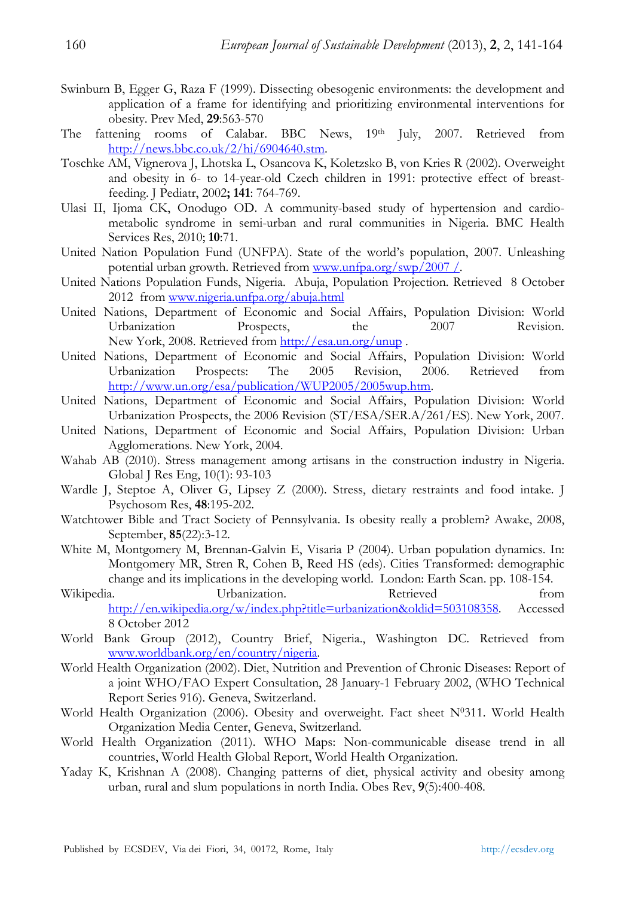Swinburn B, Egger G, Raza F (1999). Dissecting obesogenic environments: the development and application of a frame for identifying and prioritizing environmental interventions for obesity. Prev Med, **29**:563-570

The fattening rooms of Calabar. BBC News, 19th July, 2007. Retrieved from http://news.bbc.co.uk/2/hi/6904640.stm.

Toschke AM, Vignerova J, Lhotska L, Osancova K, Koletzko B, von Kries R (2002). Overweight and obesity in 6- to 14-year-old Czech children in 1991: protective effect of breast-feeding. J Pediatr, 2002**; 141**: 764-769.

Ulasi II, Ijoma CK, Onodugo OD. A community-based study of hypertension and cardio-metabolic syndrome in semi-urban and rural communities in Nigeria. BMC Health Services Res, 2010; **10**:71.

United Nation Population Fund (UNFPA). State of the world's population, 2007. Unleashing potential urban growth. Retrieved from www.unfpa.org/swp/2007 /.

United Nations Population Funds, Nigeria. Abuja, Population Projection. Retrieved 8 October 2012 from www.nigeria.unfpa.org/abuja.html

United Nations, Department of Economic and Social Affairs, Population Division: World Urbanization Prospects, the 2007 Revision. New York, 2008. Retrieved from http://esa.un.org/unup .

United Nations, Department of Economic and Social Affairs, Population Division: World Urbanization Prospects: The 2005 Revision, 2006. Retrieved from http://www.un.org/esa/publication/WUP2005/2005wup.htm.

United Nations, Department of Economic and Social Affairs, Population Division: World Urbanization Prospects, the 2006 Revision (ST/ESA/SER.A/261/ES). New York, 2007.

United Nations, Department of Economic and Social Affairs, Population Division: Urban Agglomerations. New York, 2004.

Wahab AB (2010). Stress management among artisans in the construction industry in Nigeria. Global J Res Eng, 10(1): 93-103

Wardle J, Steptoe A, Oliver G, Lipsey Z (2000). Stress, dietary restraints and food intake. J Psychosom Res, **48**:195-202.

Watchtower Bible and Tract Society of Pennsylvania. Is obesity really a problem? Awake, 2008, September, **85**(22):3-12.

White M, Montgomery M, Brennan-Galvin E, Visaria P (2004). Urban population dynamics. In: Montgomery MR, Stren R, Cohen B, Reed HS (eds). Cities Transformed: demographic change and its implications in the developing world. London: Earth Scan. pp. 108-154.

Wikipedia. Urbanization. Retrieved from http://en.wikipedia.org/w/index.php?title=urbanization&oldid=503108358. Accessed 8 October 2012

World Bank Group (2012), Country Brief, Nigeria., Washington DC. Retrieved from www.worldbank.org/en/country/nigeria.

World Health Organization (2002). Diet, Nutrition and Prevention of Chronic Diseases: Report of a joint WHO/FAO Expert Consultation, 28 January-1 February 2002, (WHO Technical Report Series 916). Geneva, Switzerland.

World Health Organization (2006). Obesity and overweight. Fact sheet N0311. World Health Organization Media Center, Geneva, Switzerland.

World Health Organization (2011). WHO Maps: Non-communicable disease trend in all countries, World Health Global Report, World Health Organization.

Yaday K, Krishnan A (2008). Changing patterns of diet, physical activity and obesity among urban, rural and slum populations in north India. Obes Rev, **9**(5):400-408.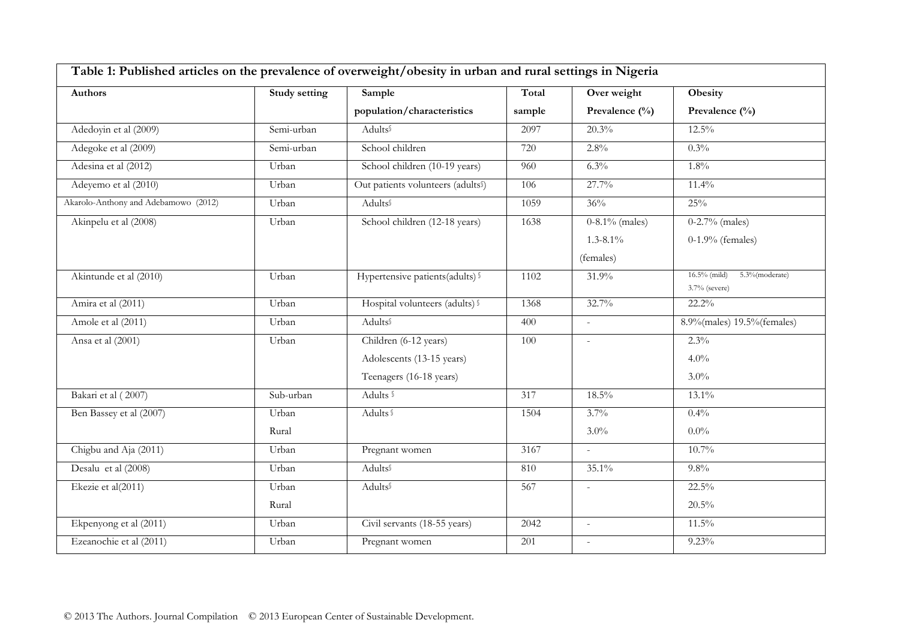**Table 1: Published articles on the prevalence of overweight/obesity in urban and rural settings in Nigeria**

| Authors | Study setting | Sample population/characteristics | Total sample | Over weight Prevalence (%) | Obesity Prevalence (%) |
|---|---|---|---|---|---|
| Adedoyin et al (2009) | Semi-urban | Adults§ | 2097 | 20.3% | 12.5% |
| Adegoke et al (2009) | Semi-urban | School children | 720 | 2.8% | 0.3% |
| Adesina et al (2012) | Urban | School children (10-19 years) | 960 | 6.3% | 1.8% |
| Adeyemo et al (2010) | Urban | Out patients volunteers (adults§) | 106 | 27.7% | 11.4% |
| Akarolo-Anthony and Adebamowo (2012) | Urban | Adults§ | 1059 | 36% | 25% |
| Akinpelu et al (2008) | Urban | School children (12-18 years) | 1638 | 0-8.1% (males) 1.3-8.1% (females) | 0-2.7% (males) 0-1.9% (females) |
| Akintunde et al (2010) | Urban | Hypertensive patients(adults) § | 1102 | 31.9% | 16.5% (mild) 5.3%(moderate) 3.7% (severe) |
| Amira et al (2011) | Urban | Hospital volunteers (adults) § | 1368 | 32.7% | 22.2% |
| Amole et al (2011) | Urban | Adults§ | 400 | - | 8.9%(males) 19.5%(females) |
| Ansa et al (2001) | Urban | Children (6-12 years) Adolescents (13-15 years) Teenagers (16-18 years) | 100 | - | 2.3% 4.0% 3.0% |
| Bakari et al ( 2007) | Sub-urban | Adults § | 317 | 18.5% | 13.1% |
| Ben Bassey et al (2007) | Urban Rural | Adults § | 1504 | 3.7% 3.0% | 0.4% 0.0% |
| Chigbu and Aja (2011) | Urban | Pregnant women | 3167 | - | 10.7% |
| Desalu et al (2008) | Urban | Adults§ | 810 | 35.1% | 9.8% |
| Ekezie et al(2011) | Urban Rural | Adults§ | 567 | - | 22.5% 20.5% |
| Ekpenyong et al (2011) | Urban | Civil servants (18-55 years) | 2042 | - | 11.5% |
| Ezeanochie et al (2011) | Urban | Pregnant women | 201 | - | 9.23% |

© 2013 The Authors. Journal Compilation © 2013 European Center of Sustainable Development.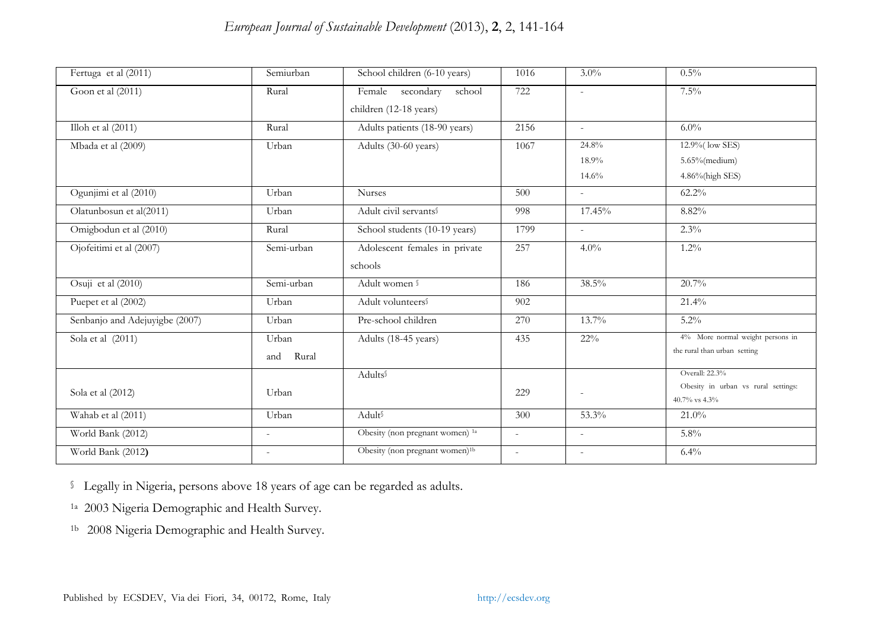| | | | | | |
|---|---|---|---|---|---|
| Fertuga et al (2011) | Semiurban | School children (6-10 years) | 1016 | 3.0% | 0.5% |
| Goon et al (2011) | Rural | Female secondary school children (12-18 years) | 722 | - | 7.5% |
| Illoh et al (2011) | Rural | Adults patients (18-90 years) | 2156 | - | 6.0% |
| Mbada et al (2009) | Urban | Adults (30-60 years) | 1067 | 24.8%<br>18.9%<br>14.6% | 12.9%( low SES)<br>5.65%(medium)<br>4.86%(high SES) |
| Ogunjimi et al (2010) | Urban | Nurses | 500 | - | 62.2% |
| Olatunbosun et al(2011) | Urban | Adult civil servants§ | 998 | 17.45% | 8.82% |
| Omigbodun et al (2010) | Rural | School students (10-19 years) | 1799 | - | 2.3% |
| Ojofeitimi et al (2007) | Semi-urban | Adolescent females in private schools | 257 | 4.0% | 1.2% |
| Osuji et al (2010) | Semi-urban | Adult women § | 186 | 38.5% | 20.7% |
| Puepet et al (2002) | Urban | Adult volunteers§ | 902 | | 21.4% |
| Senbanjo and Adejuyigbe (2007) | Urban | Pre-school children | 270 | 13.7% | 5.2% |
| Sola et al (2011) | Urban and Rural | Adults (18-45 years) | 435 | 22% | 4% More normal weight persons in the rural than urban setting |
| Sola et al (2012) | Urban | Adults§ | 229 | - | Overall: 22.3%<br>Obesity in urban vs rural settings: 40.7% vs 4.3% |
| Wahab et al (2011) | Urban | Adult§ | 300 | 53.3% | 21.0% |
| World Bank (2012) | - | Obesity (non pregnant women) [1a] | - | - | 5.8% |
| World Bank (2012**)** | - | Obesity (non pregnant women)[1b] | - | - | 6.4% |

§ Legally in Nigeria, persons above 18 years of age can be regarded as adults.

[1a] 2003 Nigeria Demographic and Health Survey.

[1b] 2008 Nigeria Demographic and Health Survey.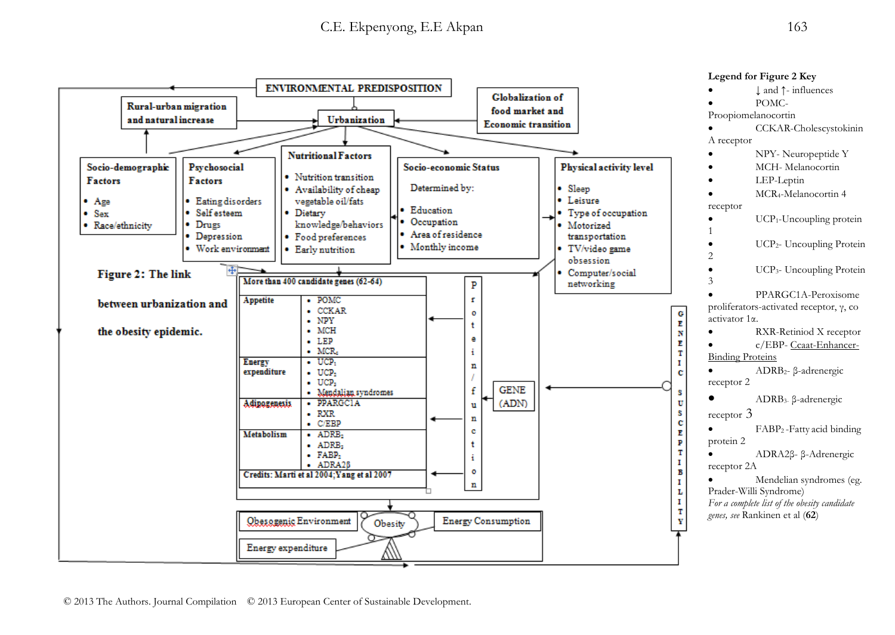ENVIRONMENTAL PREDISPOSITION

Rural-urban migration and natural increase

Urbanization

Globalization of food market and Economic transition

Socio-demographic Factors

- Age
- Sex
- Race/ethnicity

Psychosocial Factors

- Eating disorders
- Self esteem
- Drugs
- Depression
- Work environment

Nutritional Factors

- Nutrition transition
- Availability of cheap vegetable oil/fats
- Dietary knowledge/behaviors
- Food preferences
- Early nutrition

Socio-economic Status

Determined by:

- Education
- Occupation
- Area of residence
- Monthly income

Physical activity level

- Sleep
- Leisure
- Type of occupation
- Motorized transportation
- TV/video game obsession
- Computer/social networking

**Figure 2: The link between urbanization and the obesity epidemic.**

| More than 400 candidate genes (62-64) | |
|---|---|
| Appetite | POMC, CCKAR, NPY, MCH, LEP, $MCR_4$ |
| Energy expenditure | $UCP_1$, $UCP_2$, $UCP_3$, Mendalian syndromes |
| Adipogenesis | PPARGC1A, RXR, C/EBP |
| Metabolism | $ADRB_2$, $ADRB_3$, $FABP_2$, ADRA2β |
| Credits: Marti et al 2004; Yang et al 2007 | |

Protein/function

GENE (ADN)

GENETIC SUSCEPTIBILITY

Obesogenic Environment

Obesity

Energy Consumption

Energy expenditure

**Legend for Figure 2 Key**

- ↓ and ↑- influences
- POMC- Proopiomelanocortin
- CCKAR-Cholescystokinin A receptor
- NPY- Neuropeptide Y
- MCH- Melanocortin
- LEP-Leptin
- $MCR_4$-Melanocortin 4 receptor
- $UCP_1$-Uncoupling protein 1
- $UCP_2$- Uncoupling Protein 2
- $UCP_3$- Uncoupling Protein 3
- PPARGC1A-Peroxisome proliferators-activated receptor, γ, co activator 1α.
- RXR-Retiniod X receptor
- c/EBP- Ccaat-Enhancer-Binding Proteins
- $ADRB_2$- β-adrenergic receptor 2
- $ADRB_3$- β-adrenergic receptor 3
- $FABP_2$ -Fatty acid binding protein 2
- ADRA2β- β-Adrenergic receptor 2A
- Mendelian syndromes (eg. Prader-Willi Syndrome)

*For a complete list of the obesity candidate genes, see* Rankinen et al (**62**)